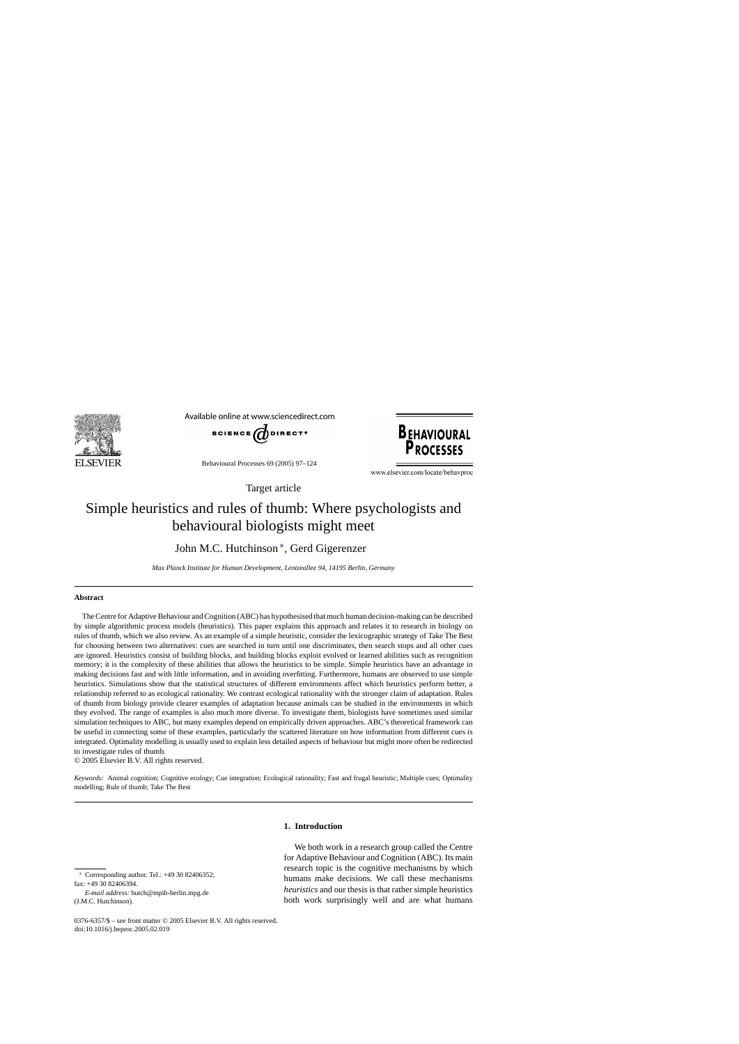Target article

# Simple heuristics and rules of thumb: Where psychologists and behavioural biologists might meet

John M.C. Hutchinson *, Gerd Gigerenzer

*Max Planck Institute for Human Development, Lentzeallee 94, 14195 Berlin, Germany*

### Abstract

The Centre for Adaptive Behaviour and Cognition (ABC) has hypothesised that much human decision-making can be described by simple algorithmic process models (heuristics). This paper explains this approach and relates it to research in biology on rules of thumb, which we also review. As an example of a simple heuristic, consider the lexicographic strategy of Take The Best for choosing between two alternatives: cues are searched in turn until one discriminates, then search stops and all other cues are ignored. Heuristics consist of building blocks, and building blocks exploit evolved or learned abilities such as recognition memory; it is the complexity of these abilities that allows the heuristics to be simple. Simple heuristics have an advantage in making decisions fast and with little information, and in avoiding overfitting. Furthermore, humans are observed to use simple heuristics. Simulations show that the statistical structures of different environments affect which heuristics perform better, a relationship referred to as ecological rationality. We contrast ecological rationality with the stronger claim of adaptation. Rules of thumb from biology provide clearer examples of adaptation because animals can be studied in the environments in which they evolved. The range of examples is also much more diverse. To investigate them, biologists have sometimes used similar simulation techniques to ABC, but many examples depend on empirically driven approaches. ABC's theoretical framework can be useful in connecting some of these examples, particularly the scattered literature on how information from different cues is integrated. Optimality modelling is usually used to explain less detailed aspects of behaviour but might more often be redirected to investigate rules of thumb.

© 2005 Elsevier B.V. All rights reserved.

*Keywords:* Animal cognition; Cognitive ecology; Cue integration; Ecological rationality; Fast and frugal heuristic; Multiple cues; Optimality modelling; Rule of thumb; Take The Best

## 1. Introduction

We both work in a research group called the Centre for Adaptive Behaviour and Cognition (ABC). Its main research topic is the cognitive mechanisms by which humans make decisions. We call these mechanisms *heuristics* and our thesis is that rather simple heuristics both work surprisingly well and are what humans

\* Corresponding author. Tel.: +49 30 82406352; fax: +49 30 82406394.

*E-mail address:* hutch@mpib-berlin.mpg.de (J.M.C. Hutchinson).

0376-6357/$ – see front matter © 2005 Elsevier B.V. All rights reserved.
doi:10.1016/j.beproc.2005.02.019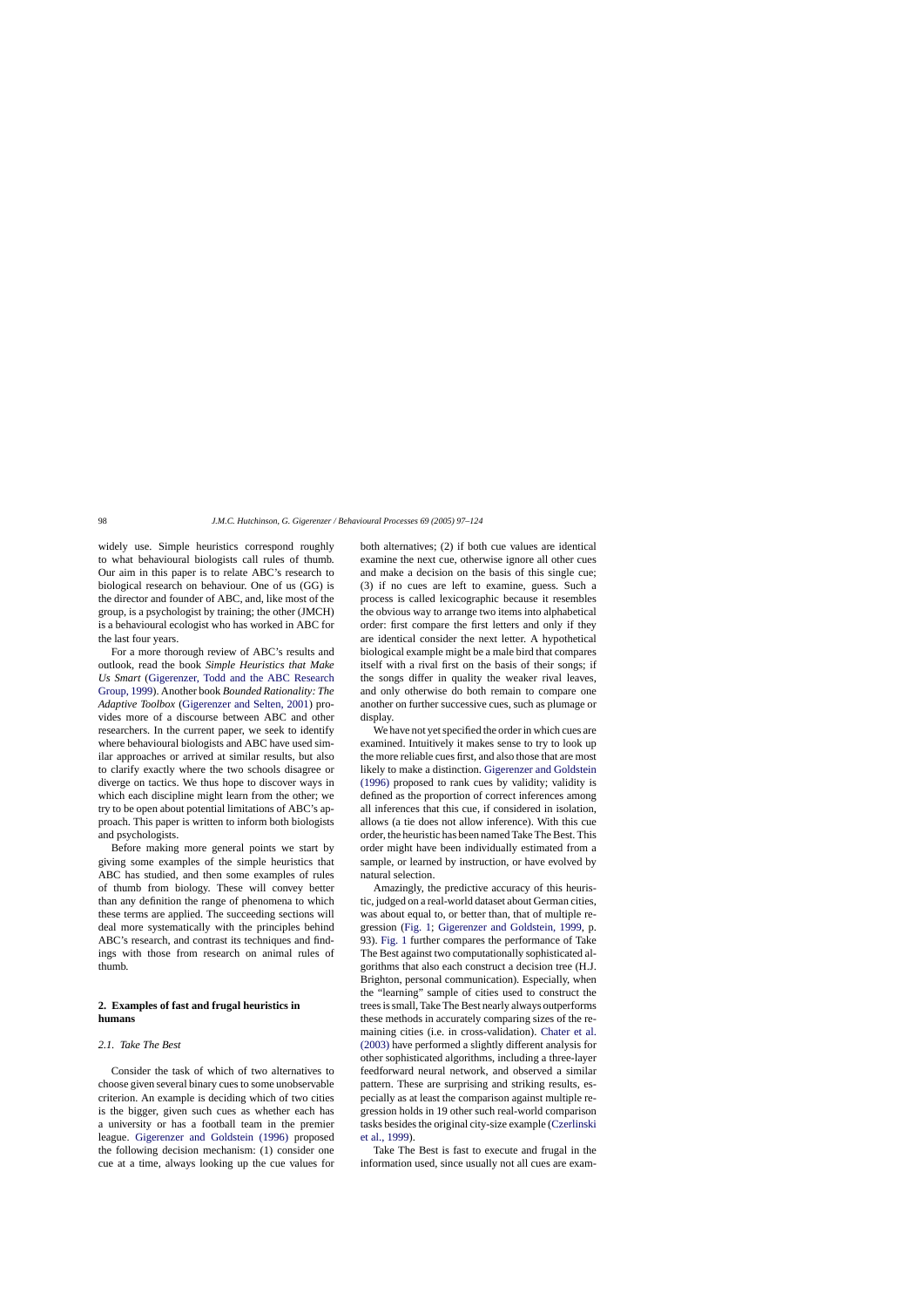widely use. Simple heuristics correspond roughly to what behavioural biologists call rules of thumb. Our aim in this paper is to relate ABC's research to biological research on behaviour. One of us (GG) is the director and founder of ABC, and, like most of the group, is a psychologist by training; the other (JMCH) is a behavioural ecologist who has worked in ABC for the last four years.

For a more thorough review of ABC's results and outlook, read the book *Simple Heuristics that Make Us Smart* (Gigerenzer, Todd and the ABC Research Group, 1999). Another book *Bounded Rationality: The Adaptive Toolbox* (Gigerenzer and Selten, 2001) provides more of a discourse between ABC and other researchers. In the current paper, we seek to identify where behavioural biologists and ABC have used similar approaches or arrived at similar results, but also to clarify exactly where the two schools disagree or diverge on tactics. We thus hope to discover ways in which each discipline might learn from the other; we try to be open about potential limitations of ABC's approach. This paper is written to inform both biologists and psychologists.

Before making more general points we start by giving some examples of the simple heuristics that ABC has studied, and then some examples of rules of thumb from biology. These will convey better than any definition the range of phenomena to which these terms are applied. The succeeding sections will deal more systematically with the principles behind ABC's research, and contrast its techniques and findings with those from research on animal rules of thumb.

## 2. Examples of fast and frugal heuristics in humans

### 2.1. Take The Best

Consider the task of which of two alternatives to choose given several binary cues to some unobservable criterion. An example is deciding which of two cities is the bigger, given such cues as whether each has a university or has a football team in the premier league. Gigerenzer and Goldstein (1996) proposed the following decision mechanism: (1) consider one cue at a time, always looking up the cue values for both alternatives; (2) if both cue values are identical examine the next cue, otherwise ignore all other cues and make a decision on the basis of this single cue; (3) if no cues are left to examine, guess. Such a process is called lexicographic because it resembles the obvious way to arrange two items into alphabetical order: first compare the first letters and only if they are identical consider the next letter. A hypothetical biological example might be a male bird that compares itself with a rival first on the basis of their songs; if the songs differ in quality the weaker rival leaves, and only otherwise do both remain to compare one another on further successive cues, such as plumage or display.

We have not yet specified the order in which cues are examined. Intuitively it makes sense to try to look up the more reliable cues first, and also those that are most likely to make a distinction. Gigerenzer and Goldstein (1996) proposed to rank cues by validity; validity is defined as the proportion of correct inferences among all inferences that this cue, if considered in isolation, allows (a tie does not allow inference). With this cue order, the heuristic has been named Take The Best. This order might have been individually estimated from a sample, or learned by instruction, or have evolved by natural selection.

Amazingly, the predictive accuracy of this heuristic, judged on a real-world dataset about German cities, was about equal to, or better than, that of multiple regression (Fig. 1; Gigerenzer and Goldstein, 1999, p. 93). Fig. 1 further compares the performance of Take The Best against two computationally sophisticated algorithms that also each construct a decision tree (H.J. Brighton, personal communication). Especially, when the "learning" sample of cities used to construct the trees is small, Take The Best nearly always outperforms these methods in accurately comparing sizes of the remaining cities (i.e. in cross-validation). Chater et al. (2003) have performed a slightly different analysis for other sophisticated algorithms, including a three-layer feedforward neural network, and observed a similar pattern. These are surprising and striking results, especially as at least the comparison against multiple regression holds in 19 other such real-world comparison tasks besides the original city-size example (Czerlinski et al., 1999).

Take The Best is fast to execute and frugal in the information used, since usually not all cues are exam-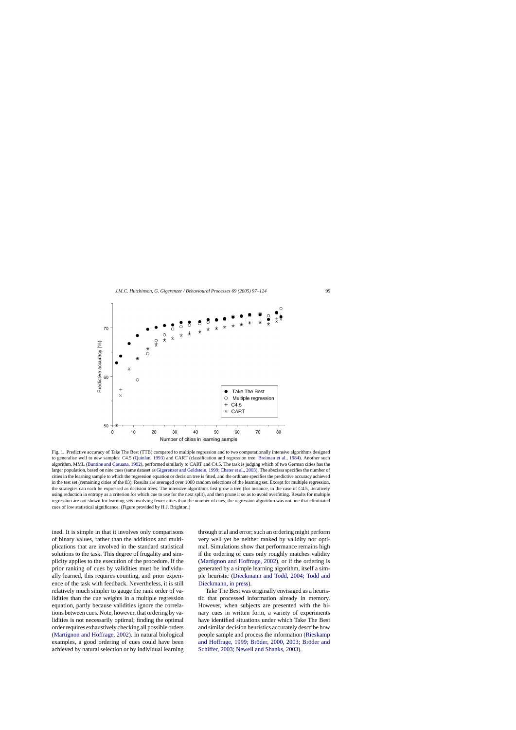Predictive accuracy (%)

70

60

50

0 10 20 30 40 50 60 70 80

Number of cities in learning sample

● Take The Best
○ Multiple regression
+ C4.5
× CART

Fig. 1. Predictive accuracy of Take The Best (TTB) compared to multiple regression and to two computationally intensive algorithms designed to generalise well to new samples: C4.5 (Quinlan, 1993) and CART (classification and regression tree: Breiman et al., 1984). Another such algorithm, MML (Buntine and Caruana, 1992), performed similarly to CART and C4.5. The task is judging which of two German cities has the larger population, based on nine cues (same dataset as Gigerenzer and Goldstein, 1999; Chater et al., 2003). The abscissa specifies the number of cities in the learning sample to which the regression equation or decision tree is fitted, and the ordinate specifies the predictive accuracy achieved in the test set (remaining cities of the 83). Results are averaged over 1000 random selections of the learning set. Except for multiple regression, the strategies can each be expressed as decision trees. The intensive algorithms first grow a tree (for instance, in the case of C4.5, iteratively using reduction in entropy as a criterion for which cue to use for the next split), and then prune it so as to avoid overfitting. Results for multiple regression are not shown for learning sets involving fewer cities than the number of cues; the regression algorithm was not one that eliminated cues of low statistical significance. (Figure provided by H.J. Brighton.)

ined. It is simple in that it involves only comparisons of binary values, rather than the additions and multiplications that are involved in the standard statistical solutions to the task. This degree of frugality and simplicity applies to the execution of the procedure. If the prior ranking of cues by validities must be individually learned, this requires counting, and prior experience of the task with feedback. Nevertheless, it is still relatively much simpler to gauge the rank order of validities than the cue weights in a multiple regression equation, partly because validities ignore the correlations between cues. Note, however, that ordering by validities is not necessarily optimal; finding the optimal order requires exhaustively checking all possible orders (Martignon and Hoffrage, 2002). In natural biological examples, a good ordering of cues could have been achieved by natural selection or by individual learning through trial and error; such an ordering might perform very well yet be neither ranked by validity nor optimal. Simulations show that performance remains high if the ordering of cues only roughly matches validity (Martignon and Hoffrage, 2002), or if the ordering is generated by a simple learning algorithm, itself a simple heuristic (Dieckmann and Todd, 2004; Todd and Dieckmann, in press).

Take The Best was originally envisaged as a heuristic that processed information already in memory. However, when subjects are presented with the binary cues in written form, a variety of experiments have identified situations under which Take The Best and similar decision heuristics accurately describe how people sample and process the information (Rieskamp and Hoffrage, 1999; Bröder, 2000, 2003; Bröder and Schiffer, 2003; Newell and Shanks, 2003).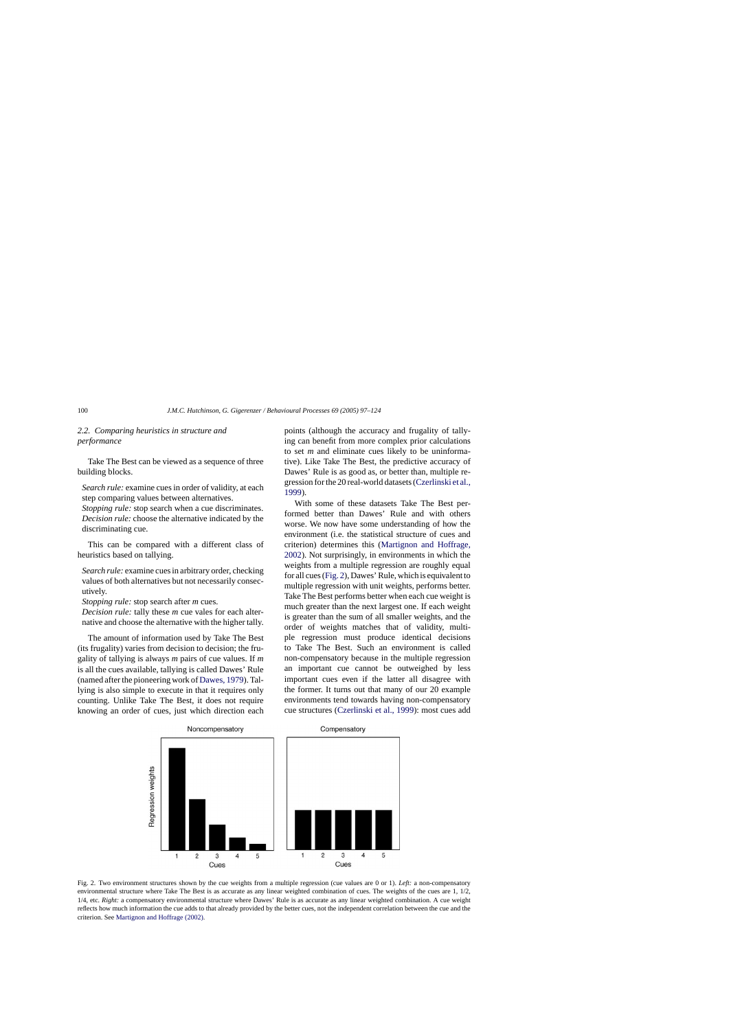### 2.2. Comparing heuristics in structure and performance

Take The Best can be viewed as a sequence of three building blocks.

*Search rule:* examine cues in order of validity, at each step comparing values between alternatives.
*Stopping rule:* stop search when a cue discriminates.
*Decision rule:* choose the alternative indicated by the discriminating cue.

This can be compared with a different class of heuristics based on tallying.

*Search rule:* examine cues in arbitrary order, checking values of both alternatives but not necessarily consecutively.
*Stopping rule:* stop search after $m$ cues.
*Decision rule:* tally these $m$ cue vales for each alternative and choose the alternative with the higher tally.

The amount of information used by Take The Best (its frugality) varies from decision to decision; the frugality of tallying is always $m$ pairs of cue values. If $m$ is all the cues available, tallying is called Dawes' Rule (named after the pioneering work of Dawes, 1979). Tallying is also simple to execute in that it requires only counting. Unlike Take The Best, it does not require knowing an order of cues, just which direction each points (although the accuracy and frugality of tallying can benefit from more complex prior calculations to set $m$ and eliminate cues likely to be uninformative). Like Take The Best, the predictive accuracy of Dawes' Rule is as good as, or better than, multiple regression for the 20 real-world datasets (Czerlinski et al., 1999).

With some of these datasets Take The Best performed better than Dawes' Rule and with others worse. We now have some understanding of how the environment (i.e. the statistical structure of cues and criterion) determines this (Martignon and Hoffrage, 2002). Not surprisingly, in environments in which the weights from a multiple regression are roughly equal for all cues (Fig. 2), Dawes' Rule, which is equivalent to multiple regression with unit weights, performs better. Take The Best performs better when each cue weight is much greater than the next largest one. If each weight is greater than the sum of all smaller weights, and the order of weights matches that of validity, multiple regression must produce identical decisions to Take The Best. Such an environment is called non-compensatory because in the multiple regression an important cue cannot be outweighed by less important cues even if the latter all disagree with the former. It turns out that many of our 20 example environments tend towards having non-compensatory cue structures (Czerlinski et al., 1999): most cues add

Noncompensatory

Compensatory

Regression weights

1 2 3 4 5

Cues

1 2 3 4 5

Cues

Fig. 2. Two environment structures shown by the cue weights from a multiple regression (cue values are 0 or 1). *Left:* a non-compensatory environmental structure where Take The Best is as accurate as any linear weighted combination of cues. The weights of the cues are 1, 1/2, 1/4, etc. *Right:* a compensatory environmental structure where Dawes' Rule is as accurate as any linear weighted combination. A cue weight reflects how much information the cue adds to that already provided by the better cues, not the independent correlation between the cue and the criterion. See Martignon and Hoffrage (2002).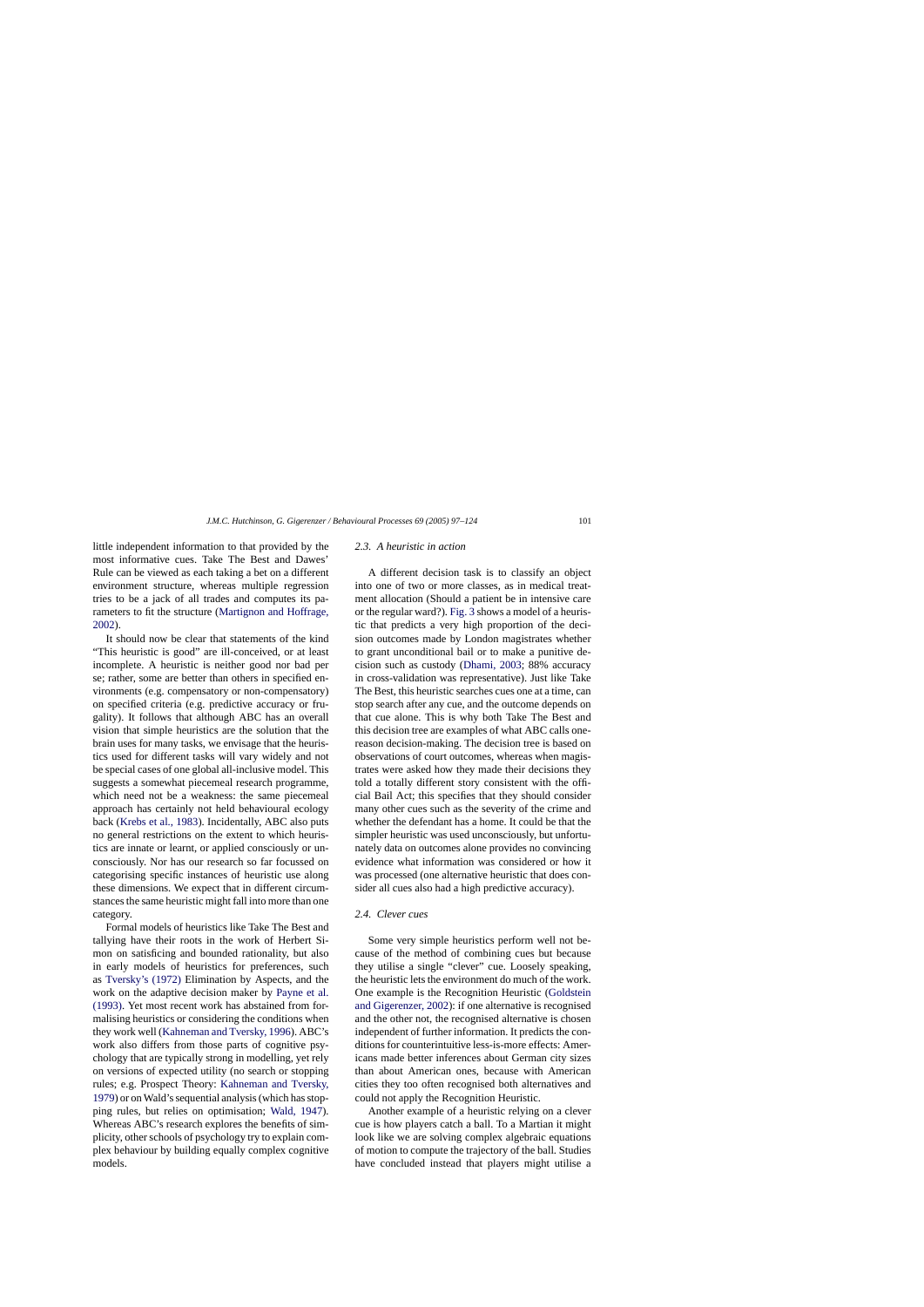little independent information to that provided by the most informative cues. Take The Best and Dawes' Rule can be viewed as each taking a bet on a different environment structure, whereas multiple regression tries to be a jack of all trades and computes its parameters to fit the structure (Martignon and Hoffrage, 2002).

It should now be clear that statements of the kind "This heuristic is good" are ill-conceived, or at least incomplete. A heuristic is neither good nor bad per se; rather, some are better than others in specified environments (e.g. compensatory or non-compensatory) on specified criteria (e.g. predictive accuracy or frugality). It follows that although ABC has an overall vision that simple heuristics are the solution that the brain uses for many tasks, we envisage that the heuristics used for different tasks will vary widely and not be special cases of one global all-inclusive model. This suggests a somewhat piecemeal research programme, which need not be a weakness: the same piecemeal approach has certainly not held behavioural ecology back (Krebs et al., 1983). Incidentally, ABC also puts no general restrictions on the extent to which heuristics are innate or learnt, or applied consciously or unconsciously. Nor has our research so far focussed on categorising specific instances of heuristic use along these dimensions. We expect that in different circumstances the same heuristic might fall into more than one category.

Formal models of heuristics like Take The Best and tallying have their roots in the work of Herbert Simon on satisficing and bounded rationality, but also in early models of heuristics for preferences, such as Tversky's (1972) Elimination by Aspects, and the work on the adaptive decision maker by Payne et al. (1993). Yet most recent work has abstained from formalising heuristics or considering the conditions when they work well (Kahneman and Tversky, 1996). ABC's work also differs from those parts of cognitive psychology that are typically strong in modelling, yet rely on versions of expected utility (no search or stopping rules; e.g. Prospect Theory: Kahneman and Tversky, 1979) or on Wald's sequential analysis (which has stopping rules, but relies on optimisation; Wald, 1947). Whereas ABC's research explores the benefits of simplicity, other schools of psychology try to explain complex behaviour by building equally complex cognitive models.

### *2.3. A heuristic in action*

A different decision task is to classify an object into one of two or more classes, as in medical treatment allocation (Should a patient be in intensive care or the regular ward?). Fig. 3 shows a model of a heuristic that predicts a very high proportion of the decision outcomes made by London magistrates whether to grant unconditional bail or to make a punitive decision such as custody (Dhami, 2003; 88% accuracy in cross-validation was representative). Just like Take The Best, this heuristic searches cues one at a time, can stop search after any cue, and the outcome depends on that cue alone. This is why both Take The Best and this decision tree are examples of what ABC calls one-reason decision-making. The decision tree is based on observations of court outcomes, whereas when magistrates were asked how they made their decisions they told a totally different story consistent with the official Bail Act; this specifies that they should consider many other cues such as the severity of the crime and whether the defendant has a home. It could be that the simpler heuristic was used unconsciously, but unfortunately data on outcomes alone provides no convincing evidence what information was considered or how it was processed (one alternative heuristic that does consider all cues also had a high predictive accuracy).

### *2.4. Clever cues*

Some very simple heuristics perform well not because of the method of combining cues but because they utilise a single "clever" cue. Loosely speaking, the heuristic lets the environment do much of the work. One example is the Recognition Heuristic (Goldstein and Gigerenzer, 2002): if one alternative is recognised and the other not, the recognised alternative is chosen independent of further information. It predicts the conditions for counterintuitive less-is-more effects: Americans made better inferences about German city sizes than about American ones, because with American cities they too often recognised both alternatives and could not apply the Recognition Heuristic.

Another example of a heuristic relying on a clever cue is how players catch a ball. To a Martian it might look like we are solving complex algebraic equations of motion to compute the trajectory of the ball. Studies have concluded instead that players might utilise a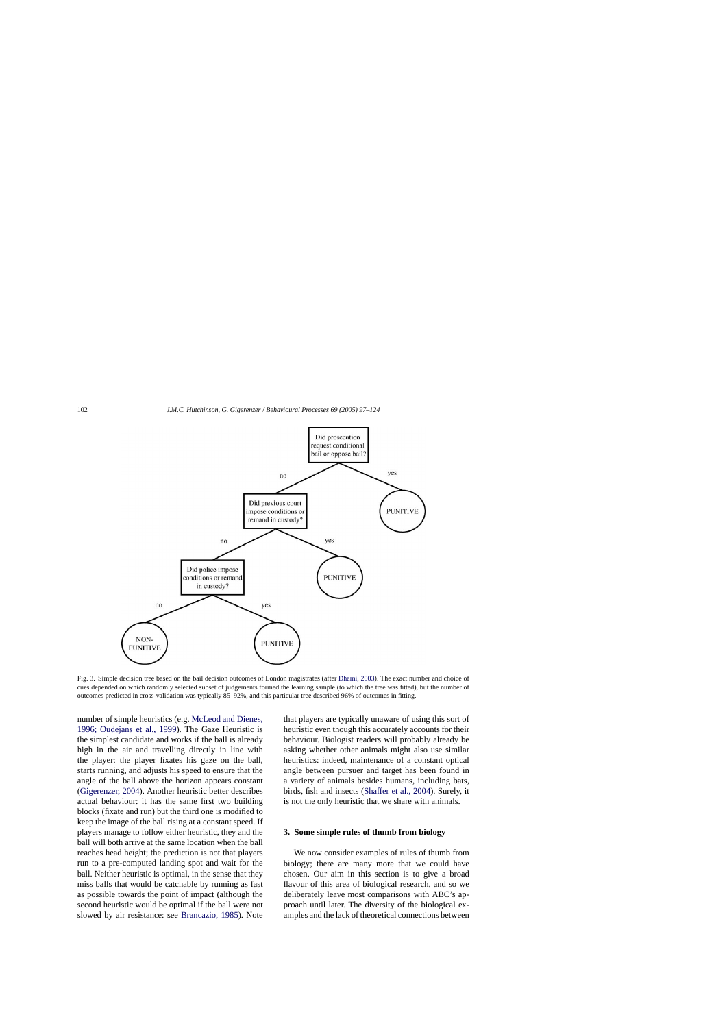Fig. 3. Simple decision tree based on the bail decision outcomes of London magistrates (after Dhami, 2003). The exact number and choice of cues depended on which randomly selected subset of judgements formed the learning sample (to which the tree was fitted), but the number of outcomes predicted in cross-validation was typically 85–92%, and this particular tree described 96% of outcomes in fitting.

number of simple heuristics (e.g. McLeod and Dienes, 1996; Oudejans et al., 1999). The Gaze Heuristic is the simplest candidate and works if the ball is already high in the air and travelling directly in line with the player: the player fixates his gaze on the ball, starts running, and adjusts his speed to ensure that the angle of the ball above the horizon appears constant (Gigerenzer, 2004). Another heuristic better describes actual behaviour: it has the same first two building blocks (fixate and run) but the third one is modified to keep the image of the ball rising at a constant speed. If players manage to follow either heuristic, they and the ball will both arrive at the same location when the ball reaches head height; the prediction is not that players run to a pre-computed landing spot and wait for the ball. Neither heuristic is optimal, in the sense that they miss balls that would be catchable by running as fast as possible towards the point of impact (although the second heuristic would be optimal if the ball were not slowed by air resistance: see Brancazio, 1985). Note that players are typically unaware of using this sort of heuristic even though this accurately accounts for their behaviour. Biologist readers will probably already be asking whether other animals might also use similar heuristics: indeed, maintenance of a constant optical angle between pursuer and target has been found in a variety of animals besides humans, including bats, birds, fish and insects (Shaffer et al., 2004). Surely, it is not the only heuristic that we share with animals.

## 3. Some simple rules of thumb from biology

We now consider examples of rules of thumb from biology; there are many more that we could have chosen. Our aim in this section is to give a broad flavour of this area of biological research, and so we deliberately leave most comparisons with ABC's approach until later. The diversity of the biological examples and the lack of theoretical connections between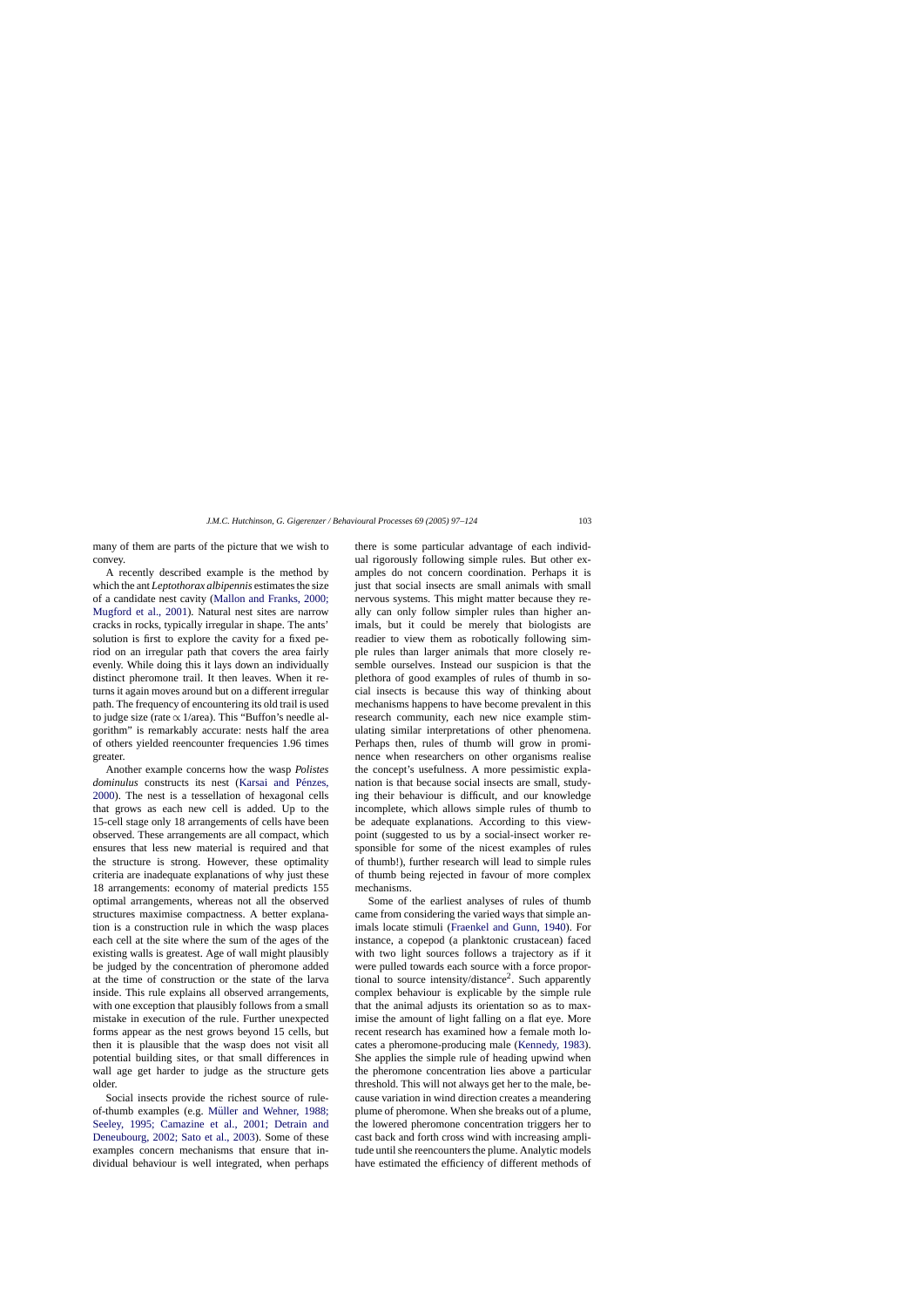many of them are parts of the picture that we wish to convey.

A recently described example is the method by which the ant *Leptothorax albipennis* estimates the size of a candidate nest cavity (Mallon and Franks, 2000; Mugford et al., 2001). Natural nest sites are narrow cracks in rocks, typically irregular in shape. The ants' solution is first to explore the cavity for a fixed period on an irregular path that covers the area fairly evenly. While doing this it lays down an individually distinct pheromone trail. It then leaves. When it returns it again moves around but on a different irregular path. The frequency of encountering its old trail is used to judge size (rate $\propto$ 1/area). This "Buffon's needle algorithm" is remarkably accurate: nests half the area of others yielded reencounter frequencies 1.96 times greater.

Another example concerns how the wasp *Polistes dominulus* constructs its nest (Karsai and Pénzes, 2000). The nest is a tessellation of hexagonal cells that grows as each new cell is added. Up to the 15-cell stage only 18 arrangements of cells have been observed. These arrangements are all compact, which ensures that less new material is required and that the structure is strong. However, these optimality criteria are inadequate explanations of why just these 18 arrangements: economy of material predicts 155 optimal arrangements, whereas not all the observed structures maximise compactness. A better explanation is a construction rule in which the wasp places each cell at the site where the sum of the ages of the existing walls is greatest. Age of wall might plausibly be judged by the concentration of pheromone added at the time of construction or the state of the larva inside. This rule explains all observed arrangements, with one exception that plausibly follows from a small mistake in execution of the rule. Further unexpected forms appear as the nest grows beyond 15 cells, but then it is plausible that the wasp does not visit all potential building sites, or that small differences in wall age get harder to judge as the structure gets older.

Social insects provide the richest source of rule-of-thumb examples (e.g. Müller and Wehner, 1988; Seeley, 1995; Camazine et al., 2001; Detrain and Deneubourg, 2002; Sato et al., 2003). Some of these examples concern mechanisms that ensure that individual behaviour is well integrated, when perhaps there is some particular advantage of each individual rigorously following simple rules. But other examples do not concern coordination. Perhaps it is just that social insects are small animals with small nervous systems. This might matter because they really can only follow simpler rules than higher animals, but it could be merely that biologists are readier to view them as robotically following simple rules than larger animals that more closely resemble ourselves. Instead our suspicion is that the plethora of good examples of rules of thumb in social insects is because this way of thinking about mechanisms happens to have become prevalent in this research community, each new nice example stimulating similar interpretations of other phenomena. Perhaps then, rules of thumb will grow in prominence when researchers on other organisms realise the concept's usefulness. A more pessimistic explanation is that because social insects are small, studying their behaviour is difficult, and our knowledge incomplete, which allows simple rules of thumb to be adequate explanations. According to this viewpoint (suggested to us by a social-insect worker responsible for some of the nicest examples of rules of thumb!), further research will lead to simple rules of thumb being rejected in favour of more complex mechanisms.

Some of the earliest analyses of rules of thumb came from considering the varied ways that simple animals locate stimuli (Fraenkel and Gunn, 1940). For instance, a copepod (a planktonic crustacean) faced with two light sources follows a trajectory as if it were pulled towards each source with a force proportional to source intensity/distance$^2$. Such apparently complex behaviour is explicable by the simple rule that the animal adjusts its orientation so as to maximise the amount of light falling on a flat eye. More recent research has examined how a female moth locates a pheromone-producing male (Kennedy, 1983). She applies the simple rule of heading upwind when the pheromone concentration lies above a particular threshold. This will not always get her to the male, because variation in wind direction creates a meandering plume of pheromone. When she breaks out of a plume, the lowered pheromone concentration triggers her to cast back and forth cross wind with increasing amplitude until she reencounters the plume. Analytic models have estimated the efficiency of different methods of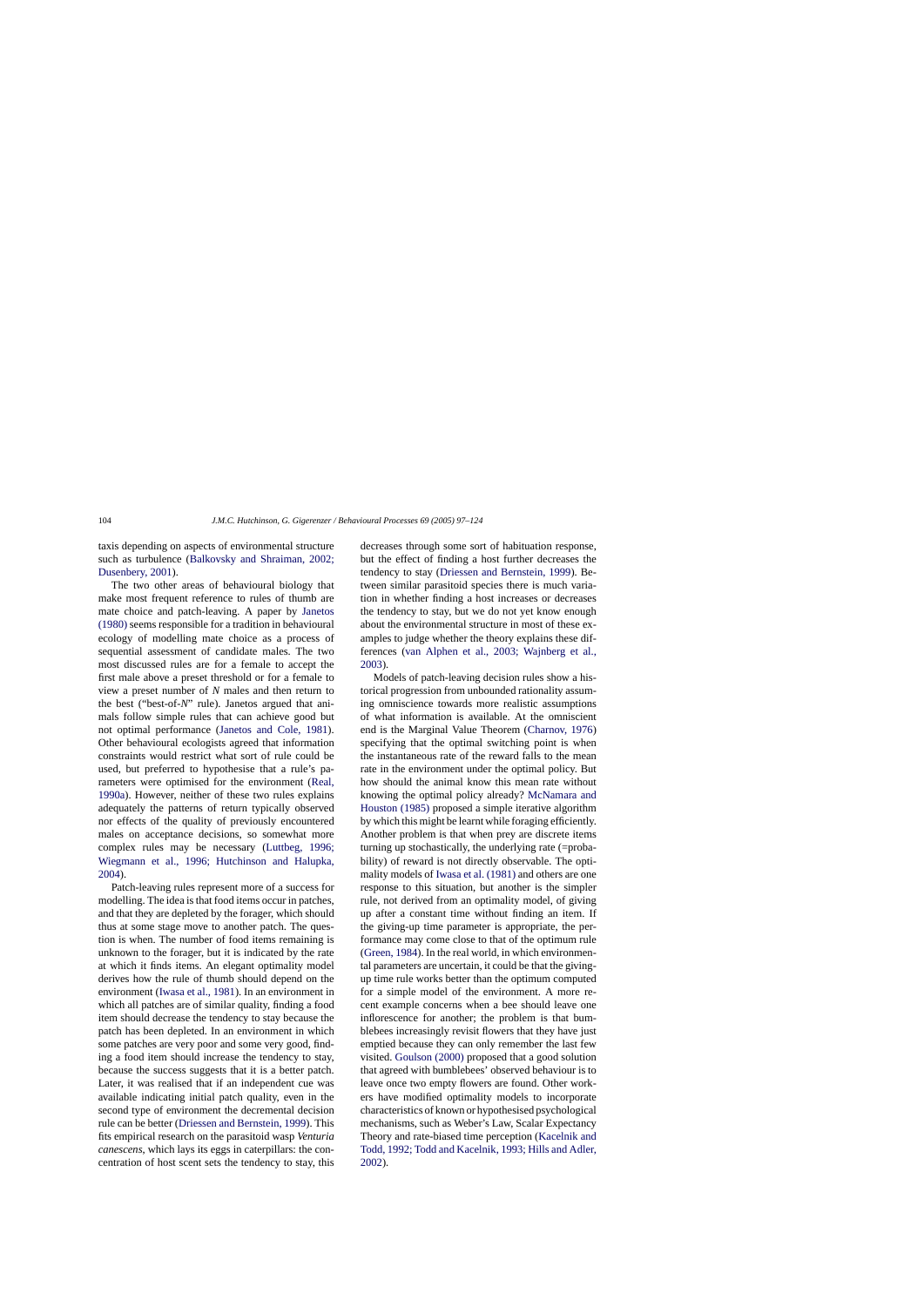taxis depending on aspects of environmental structure such as turbulence (Balkovsky and Shraiman, 2002; Dusenbery, 2001).

The two other areas of behavioural biology that make most frequent reference to rules of thumb are mate choice and patch-leaving. A paper by Janetos (1980) seems responsible for a tradition in behavioural ecology of modelling mate choice as a process of sequential assessment of candidate males. The two most discussed rules are for a female to accept the first male above a preset threshold or for a female to view a preset number of $N$ males and then return to the best ("best-of-$N$" rule). Janetos argued that animals follow simple rules that can achieve good but not optimal performance (Janetos and Cole, 1981). Other behavioural ecologists agreed that information constraints would restrict what sort of rule could be used, but preferred to hypothesise that a rule's parameters were optimised for the environment (Real, 1990a). However, neither of these two rules explains adequately the patterns of return typically observed nor effects of the quality of previously encountered males on acceptance decisions, so somewhat more complex rules may be necessary (Luttbeg, 1996; Wiegmann et al., 1996; Hutchinson and Halupka, 2004).

Patch-leaving rules represent more of a success for modelling. The idea is that food items occur in patches, and that they are depleted by the forager, which should thus at some stage move to another patch. The question is when. The number of food items remaining is unknown to the forager, but it is indicated by the rate at which it finds items. An elegant optimality model derives how the rule of thumb should depend on the environment (Iwasa et al., 1981). In an environment in which all patches are of similar quality, finding a food item should decrease the tendency to stay because the patch has been depleted. In an environment in which some patches are very poor and some very good, finding a food item should increase the tendency to stay, because the success suggests that it is a better patch. Later, it was realised that if an independent cue was available indicating initial patch quality, even in the second type of environment the decremental decision rule can be better (Driessen and Bernstein, 1999). This fits empirical research on the parasitoid wasp *Venturia canescens*, which lays its eggs in caterpillars: the concentration of host scent sets the tendency to stay, this decreases through some sort of habituation response, but the effect of finding a host further decreases the tendency to stay (Driessen and Bernstein, 1999). Between similar parasitoid species there is much variation in whether finding a host increases or decreases the tendency to stay, but we do not yet know enough about the environmental structure in most of these examples to judge whether the theory explains these differences (van Alphen et al., 2003; Wajnberg et al., 2003).

Models of patch-leaving decision rules show a historical progression from unbounded rationality assuming omniscience towards more realistic assumptions of what information is available. At the omniscient end is the Marginal Value Theorem (Charnov, 1976) specifying that the optimal switching point is when the instantaneous rate of the reward falls to the mean rate in the environment under the optimal policy. But how should the animal know this mean rate without knowing the optimal policy already? McNamara and Houston (1985) proposed a simple iterative algorithm by which this might be learnt while foraging efficiently. Another problem is that when prey are discrete items turning up stochastically, the underlying rate (=probability) of reward is not directly observable. The optimality models of Iwasa et al. (1981) and others are one response to this situation, but another is the simpler rule, not derived from an optimality model, of giving up after a constant time without finding an item. If the giving-up time parameter is appropriate, the performance may come close to that of the optimum rule (Green, 1984). In the real world, in which environmental parameters are uncertain, it could be that the giving-up time rule works better than the optimum computed for a simple model of the environment. A more recent example concerns when a bee should leave one inflorescence for another; the problem is that bumblebees increasingly revisit flowers that they have just emptied because they can only remember the last few visited. Goulson (2000) proposed that a good solution that agreed with bumblebees' observed behaviour is to leave once two empty flowers are found. Other workers have modified optimality models to incorporate characteristics of known or hypothesised psychological mechanisms, such as Weber's Law, Scalar Expectancy Theory and rate-biased time perception (Kacelnik and Todd, 1992; Todd and Kacelnik, 1993; Hills and Adler, 2002).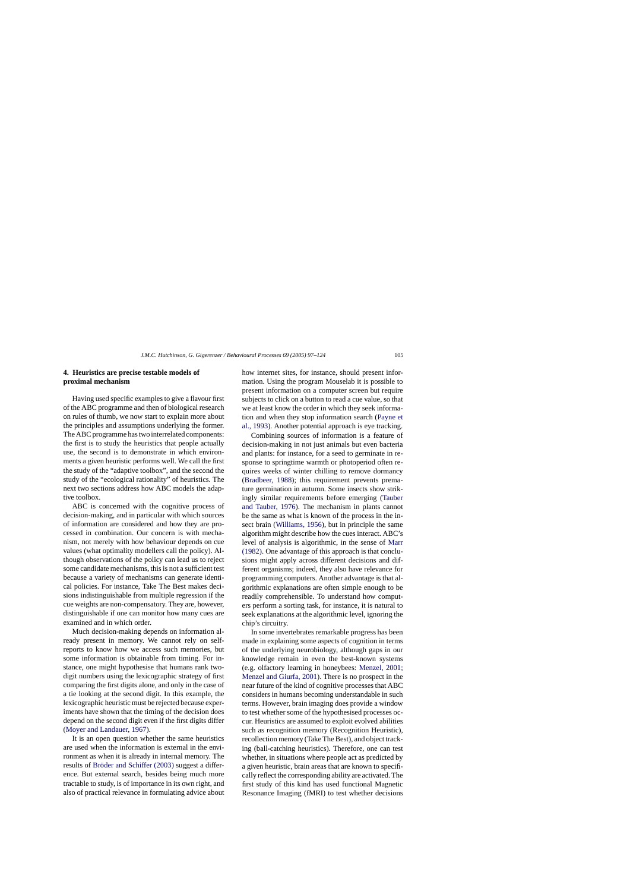## 4. Heuristics are precise testable models of proximal mechanism

Having used specific examples to give a flavour first of the ABC programme and then of biological research on rules of thumb, we now start to explain more about the principles and assumptions underlying the former. The ABC programme has two interrelated components: the first is to study the heuristics that people actually use, the second is to demonstrate in which environments a given heuristic performs well. We call the first the study of the "adaptive toolbox", and the second the study of the "ecological rationality" of heuristics. The next two sections address how ABC models the adaptive toolbox.

ABC is concerned with the cognitive process of decision-making, and in particular with which sources of information are considered and how they are processed in combination. Our concern is with mechanism, not merely with how behaviour depends on cue values (what optimality modellers call the policy). Although observations of the policy can lead us to reject some candidate mechanisms, this is not a sufficient test because a variety of mechanisms can generate identical policies. For instance, Take The Best makes decisions indistinguishable from multiple regression if the cue weights are non-compensatory. They are, however, distinguishable if one can monitor how many cues are examined and in which order.

Much decision-making depends on information already present in memory. We cannot rely on self-reports to know how we access such memories, but some information is obtainable from timing. For instance, one might hypothesise that humans rank two-digit numbers using the lexicographic strategy of first comparing the first digits alone, and only in the case of a tie looking at the second digit. In this example, the lexicographic heuristic must be rejected because experiments have shown that the timing of the decision does depend on the second digit even if the first digits differ (Moyer and Landauer, 1967).

It is an open question whether the same heuristics are used when the information is external in the environment as when it is already in internal memory. The results of Bröder and Schiffer (2003) suggest a difference. But external search, besides being much more tractable to study, is of importance in its own right, and also of practical relevance in formulating advice about how internet sites, for instance, should present information. Using the program Mouselab it is possible to present information on a computer screen but require subjects to click on a button to read a cue value, so that we at least know the order in which they seek information and when they stop information search (Payne et al., 1993). Another potential approach is eye tracking.

Combining sources of information is a feature of decision-making in not just animals but even bacteria and plants: for instance, for a seed to germinate in response to springtime warmth or photoperiod often requires weeks of winter chilling to remove dormancy (Bradbeer, 1988); this requirement prevents premature germination in autumn. Some insects show strikingly similar requirements before emerging (Tauber and Tauber, 1976). The mechanism in plants cannot be the same as what is known of the process in the insect brain (Williams, 1956), but in principle the same algorithm might describe how the cues interact. ABC's level of analysis is algorithmic, in the sense of Marr (1982). One advantage of this approach is that conclusions might apply across different decisions and different organisms; indeed, they also have relevance for programming computers. Another advantage is that algorithmic explanations are often simple enough to be readily comprehensible. To understand how computers perform a sorting task, for instance, it is natural to seek explanations at the algorithmic level, ignoring the chip's circuitry.

In some invertebrates remarkable progress has been made in explaining some aspects of cognition in terms of the underlying neurobiology, although gaps in our knowledge remain in even the best-known systems (e.g. olfactory learning in honeybees: Menzel, 2001; Menzel and Giurfa, 2001). There is no prospect in the near future of the kind of cognitive processes that ABC considers in humans becoming understandable in such terms. However, brain imaging does provide a window to test whether some of the hypothesised processes occur. Heuristics are assumed to exploit evolved abilities such as recognition memory (Recognition Heuristic), recollection memory (Take The Best), and object tracking (ball-catching heuristics). Therefore, one can test whether, in situations where people act as predicted by a given heuristic, brain areas that are known to specifically reflect the corresponding ability are activated. The first study of this kind has used functional Magnetic Resonance Imaging (fMRI) to test whether decisions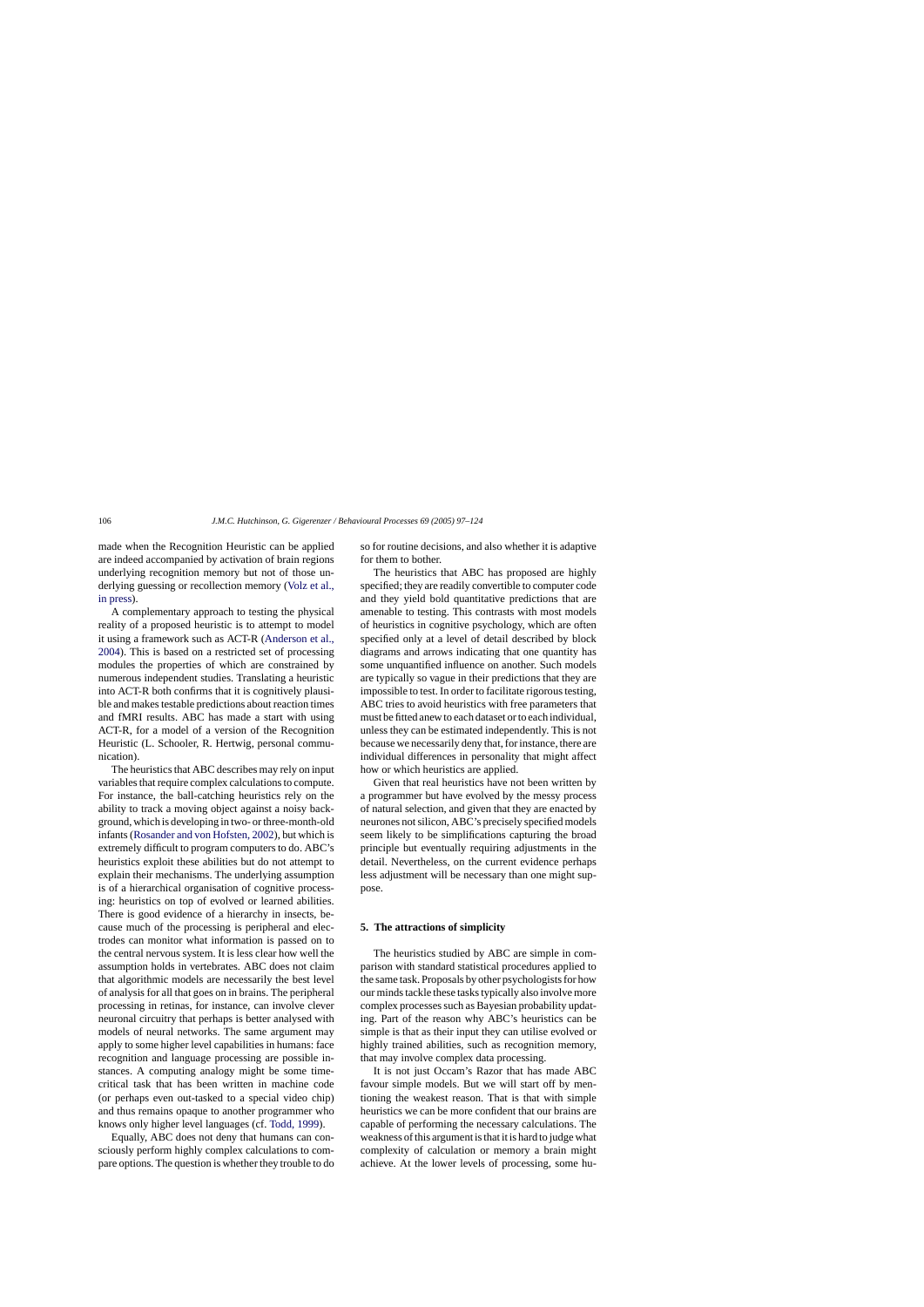made when the Recognition Heuristic can be applied are indeed accompanied by activation of brain regions underlying recognition memory but not of those underlying guessing or recollection memory (Volz et al., in press).

A complementary approach to testing the physical reality of a proposed heuristic is to attempt to model it using a framework such as ACT-R (Anderson et al., 2004). This is based on a restricted set of processing modules the properties of which are constrained by numerous independent studies. Translating a heuristic into ACT-R both confirms that it is cognitively plausible and makes testable predictions about reaction times and fMRI results. ABC has made a start with using ACT-R, for a model of a version of the Recognition Heuristic (L. Schooler, R. Hertwig, personal communication).

The heuristics that ABC describes may rely on input variables that require complex calculations to compute. For instance, the ball-catching heuristics rely on the ability to track a moving object against a noisy background, which is developing in two- or three-month-old infants (Rosander and von Hofsten, 2002), but which is extremely difficult to program computers to do. ABC's heuristics exploit these abilities but do not attempt to explain their mechanisms. The underlying assumption is of a hierarchical organisation of cognitive processing: heuristics on top of evolved or learned abilities. There is good evidence of a hierarchy in insects, because much of the processing is peripheral and electrodes can monitor what information is passed on to the central nervous system. It is less clear how well the assumption holds in vertebrates. ABC does not claim that algorithmic models are necessarily the best level of analysis for all that goes on in brains. The peripheral processing in retinas, for instance, can involve clever neuronal circuitry that perhaps is better analysed with models of neural networks. The same argument may apply to some higher level capabilities in humans: face recognition and language processing are possible instances. A computing analogy might be some time-critical task that has been written in machine code (or perhaps even out-tasked to a special video chip) and thus remains opaque to another programmer who knows only higher level languages (cf. Todd, 1999).

Equally, ABC does not deny that humans can consciously perform highly complex calculations to compare options. The question is whether they trouble to do so for routine decisions, and also whether it is adaptive for them to bother.

The heuristics that ABC has proposed are highly specified; they are readily convertible to computer code and they yield bold quantitative predictions that are amenable to testing. This contrasts with most models of heuristics in cognitive psychology, which are often specified only at a level of detail described by block diagrams and arrows indicating that one quantity has some unquantified influence on another. Such models are typically so vague in their predictions that they are impossible to test. In order to facilitate rigorous testing, ABC tries to avoid heuristics with free parameters that must be fitted anew to each dataset or to each individual, unless they can be estimated independently. This is not because we necessarily deny that, for instance, there are individual differences in personality that might affect how or which heuristics are applied.

Given that real heuristics have not been written by a programmer but have evolved by the messy process of natural selection, and given that they are enacted by neurones not silicon, ABC's precisely specified models seem likely to be simplifications capturing the broad principle but eventually requiring adjustments in the detail. Nevertheless, on the current evidence perhaps less adjustment will be necessary than one might suppose.

## 5. The attractions of simplicity

The heuristics studied by ABC are simple in comparison with standard statistical procedures applied to the same task. Proposals by other psychologists for how our minds tackle these tasks typically also involve more complex processes such as Bayesian probability updating. Part of the reason why ABC's heuristics can be simple is that as their input they can utilise evolved or highly trained abilities, such as recognition memory, that may involve complex data processing.

It is not just Occam's Razor that has made ABC favour simple models. But we will start off by mentioning the weakest reason. That is that with simple heuristics we can be more confident that our brains are capable of performing the necessary calculations. The weakness of this argument is that it is hard to judge what complexity of calculation or memory a brain might achieve. At the lower levels of processing, some hu-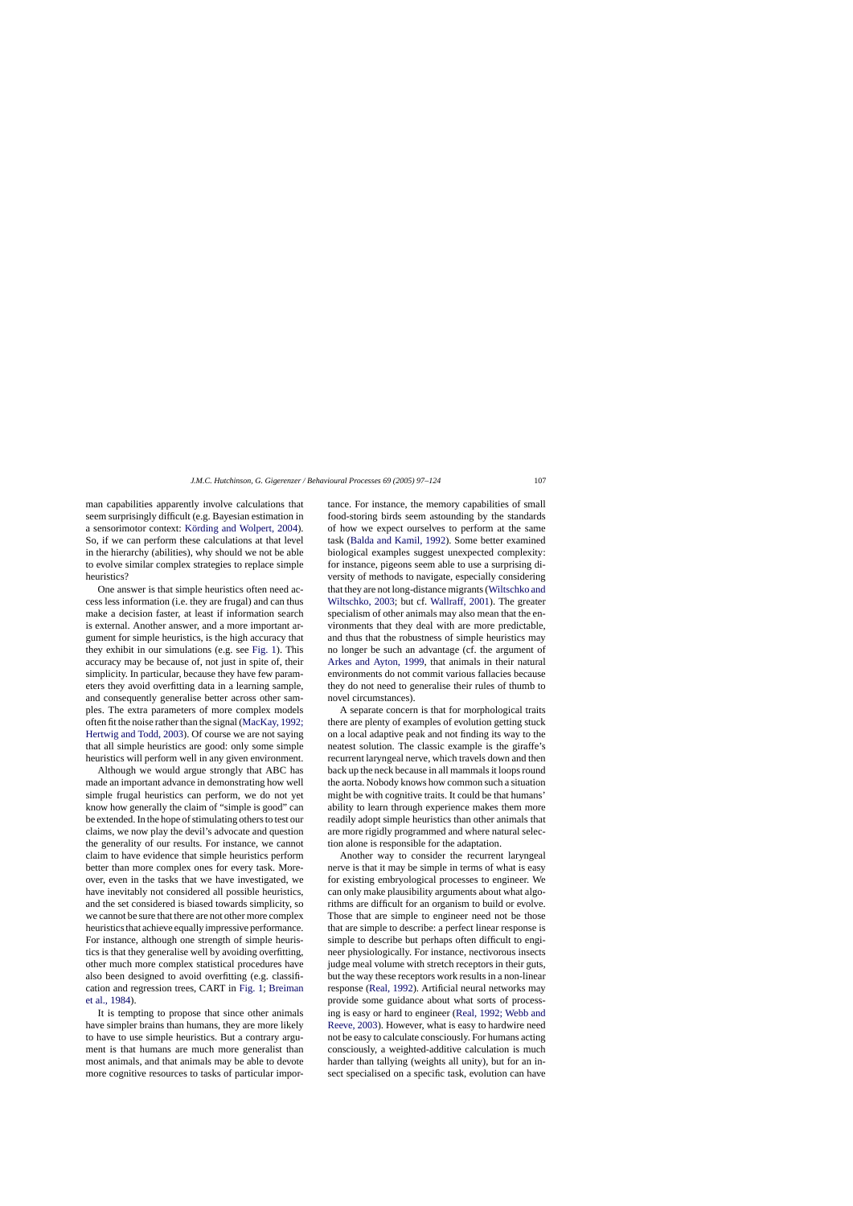man capabilities apparently involve calculations that seem surprisingly difficult (e.g. Bayesian estimation in a sensorimotor context: Körding and Wolpert, 2004). So, if we can perform these calculations at that level in the hierarchy (abilities), why should we not be able to evolve similar complex strategies to replace simple heuristics?

One answer is that simple heuristics often need access less information (i.e. they are frugal) and can thus make a decision faster, at least if information search is external. Another answer, and a more important argument for simple heuristics, is the high accuracy that they exhibit in our simulations (e.g. see Fig. 1). This accuracy may be because of, not just in spite of, their simplicity. In particular, because they have few parameters they avoid overfitting data in a learning sample, and consequently generalise better across other samples. The extra parameters of more complex models often fit the noise rather than the signal (MacKay, 1992; Hertwig and Todd, 2003). Of course we are not saying that all simple heuristics are good: only some simple heuristics will perform well in any given environment.

Although we would argue strongly that ABC has made an important advance in demonstrating how well simple frugal heuristics can perform, we do not yet know how generally the claim of "simple is good" can be extended. In the hope of stimulating others to test our claims, we now play the devil's advocate and question the generality of our results. For instance, we cannot claim to have evidence that simple heuristics perform better than more complex ones for every task. Moreover, even in the tasks that we have investigated, we have inevitably not considered all possible heuristics, and the set considered is biased towards simplicity, so we cannot be sure that there are not other more complex heuristics that achieve equally impressive performance. For instance, although one strength of simple heuristics is that they generalise well by avoiding overfitting, other much more complex statistical procedures have also been designed to avoid overfitting (e.g. classification and regression trees, CART in Fig. 1; Breiman et al., 1984).

It is tempting to propose that since other animals have simpler brains than humans, they are more likely to have to use simple heuristics. But a contrary argument is that humans are much more generalist than most animals, and that animals may be able to devote more cognitive resources to tasks of particular importance. For instance, the memory capabilities of small food-storing birds seem astounding by the standards of how we expect ourselves to perform at the same task (Balda and Kamil, 1992). Some better examined biological examples suggest unexpected complexity: for instance, pigeons seem able to use a surprising diversity of methods to navigate, especially considering that they are not long-distance migrants (Wiltschko and Wiltschko, 2003; but cf. Wallraff, 2001). The greater specialism of other animals may also mean that the environments that they deal with are more predictable, and thus that the robustness of simple heuristics may no longer be such an advantage (cf. the argument of Arkes and Ayton, 1999, that animals in their natural environments do not commit various fallacies because they do not need to generalise their rules of thumb to novel circumstances).

A separate concern is that for morphological traits there are plenty of examples of evolution getting stuck on a local adaptive peak and not finding its way to the neatest solution. The classic example is the giraffe's recurrent laryngeal nerve, which travels down and then back up the neck because in all mammals it loops round the aorta. Nobody knows how common such a situation might be with cognitive traits. It could be that humans' ability to learn through experience makes them more readily adopt simple heuristics than other animals that are more rigidly programmed and where natural selection alone is responsible for the adaptation.

Another way to consider the recurrent laryngeal nerve is that it may be simple in terms of what is easy for existing embryological processes to engineer. We can only make plausibility arguments about what algorithms are difficult for an organism to build or evolve. Those that are simple to engineer need not be those that are simple to describe: a perfect linear response is simple to describe but perhaps often difficult to engineer physiologically. For instance, nectivorous insects judge meal volume with stretch receptors in their guts, but the way these receptors work results in a non-linear response (Real, 1992). Artificial neural networks may provide some guidance about what sorts of processing is easy or hard to engineer (Real, 1992; Webb and Reeve, 2003). However, what is easy to hardwire need not be easy to calculate consciously. For humans acting consciously, a weighted-additive calculation is much harder than tallying (weights all unity), but for an insect specialised on a specific task, evolution can have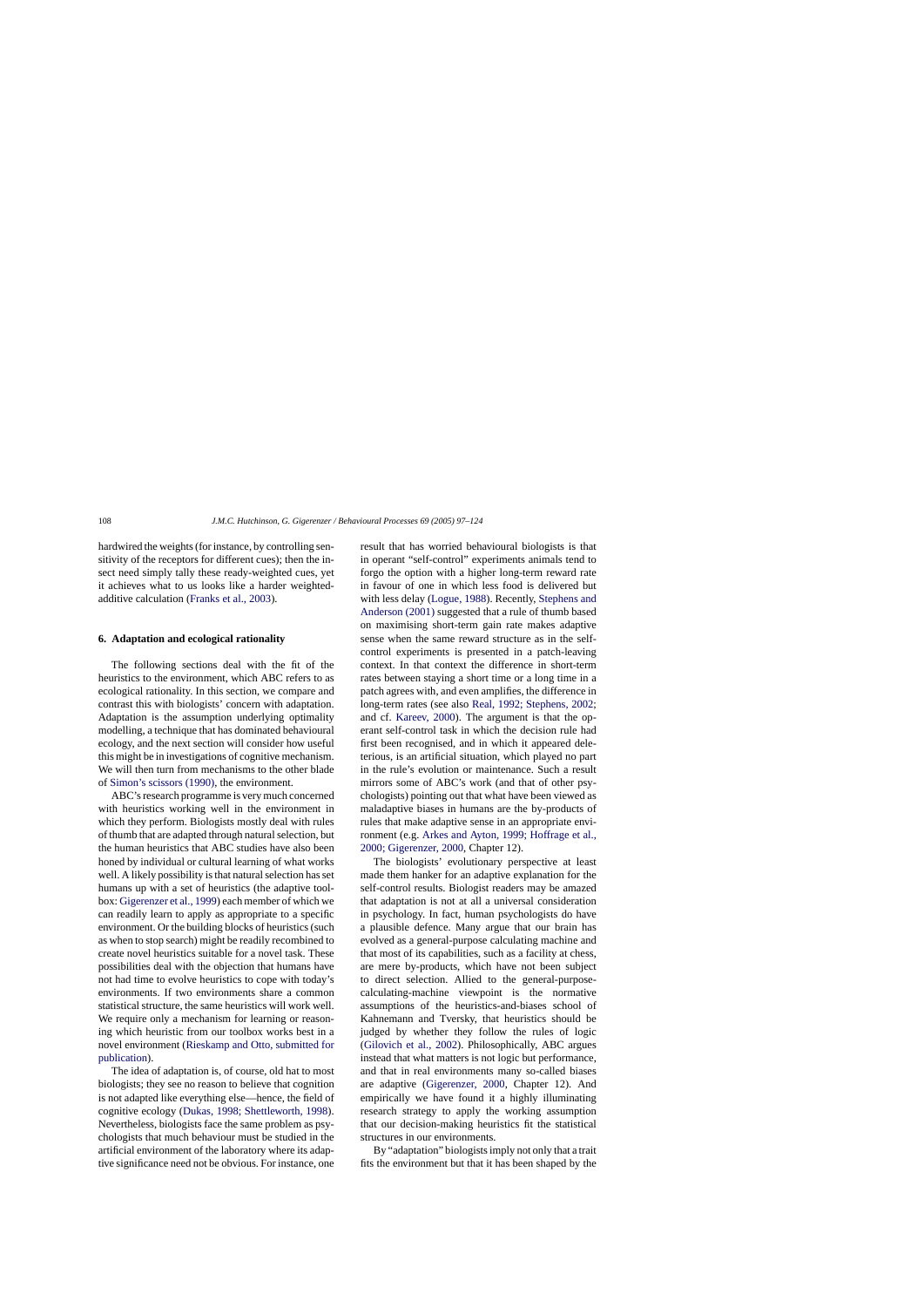hardwired the weights (for instance, by controlling sensitivity of the receptors for different cues); then the insect need simply tally these ready-weighted cues, yet it achieves what to us looks like a harder weighted-additive calculation (Franks et al., 2003).

## 6. Adaptation and ecological rationality

The following sections deal with the fit of the heuristics to the environment, which ABC refers to as ecological rationality. In this section, we compare and contrast this with biologists' concern with adaptation. Adaptation is the assumption underlying optimality modelling, a technique that has dominated behavioural ecology, and the next section will consider how useful this might be in investigations of cognitive mechanism. We will then turn from mechanisms to the other blade of Simon's scissors (1990), the environment.

ABC's research programme is very much concerned with heuristics working well in the environment in which they perform. Biologists mostly deal with rules of thumb that are adapted through natural selection, but the human heuristics that ABC studies have also been honed by individual or cultural learning of what works well. A likely possibility is that natural selection has set humans up with a set of heuristics (the adaptive toolbox: Gigerenzer et al., 1999) each member of which we can readily learn to apply as appropriate to a specific environment. Or the building blocks of heuristics (such as when to stop search) might be readily recombined to create novel heuristics suitable for a novel task. These possibilities deal with the objection that humans have not had time to evolve heuristics to cope with today's environments. If two environments share a common statistical structure, the same heuristics will work well. We require only a mechanism for learning or reasoning which heuristic from our toolbox works best in a novel environment (Rieskamp and Otto, submitted for publication).

The idea of adaptation is, of course, old hat to most biologists; they see no reason to believe that cognition is not adapted like everything else—hence, the field of cognitive ecology (Dukas, 1998; Shettleworth, 1998). Nevertheless, biologists face the same problem as psychologists that much behaviour must be studied in the artificial environment of the laboratory where its adaptive significance need not be obvious. For instance, one result that has worried behavioural biologists is that in operant "self-control" experiments animals tend to forgo the option with a higher long-term reward rate in favour of one in which less food is delivered but with less delay (Logue, 1988). Recently, Stephens and Anderson (2001) suggested that a rule of thumb based on maximising short-term gain rate makes adaptive sense when the same reward structure as in the self-control experiments is presented in a patch-leaving context. In that context the difference in short-term rates between staying a short time or a long time in a patch agrees with, and even amplifies, the difference in long-term rates (see also Real, 1992; Stephens, 2002; and cf. Kareev, 2000). The argument is that the operant self-control task in which the decision rule had first been recognised, and in which it appeared deleterious, is an artificial situation, which played no part in the rule's evolution or maintenance. Such a result mirrors some of ABC's work (and that of other psychologists) pointing out that what have been viewed as maladaptive biases in humans are the by-products of rules that make adaptive sense in an appropriate environment (e.g. Arkes and Ayton, 1999; Hoffrage et al., 2000; Gigerenzer, 2000, Chapter 12).

The biologists' evolutionary perspective at least made them hanker for an adaptive explanation for the self-control results. Biologist readers may be amazed that adaptation is not at all a universal consideration in psychology. In fact, human psychologists do have a plausible defence. Many argue that our brain has evolved as a general-purpose calculating machine and that most of its capabilities, such as a facility at chess, are mere by-products, which have not been subject to direct selection. Allied to the general-purpose-calculating-machine viewpoint is the normative assumptions of the heuristics-and-biases school of Kahnemann and Tversky, that heuristics should be judged by whether they follow the rules of logic (Gilovich et al., 2002). Philosophically, ABC argues instead that what matters is not logic but performance, and that in real environments many so-called biases are adaptive (Gigerenzer, 2000, Chapter 12). And empirically we have found it a highly illuminating research strategy to apply the working assumption that our decision-making heuristics fit the statistical structures in our environments.

By "adaptation" biologists imply not only that a trait fits the environment but that it has been shaped by the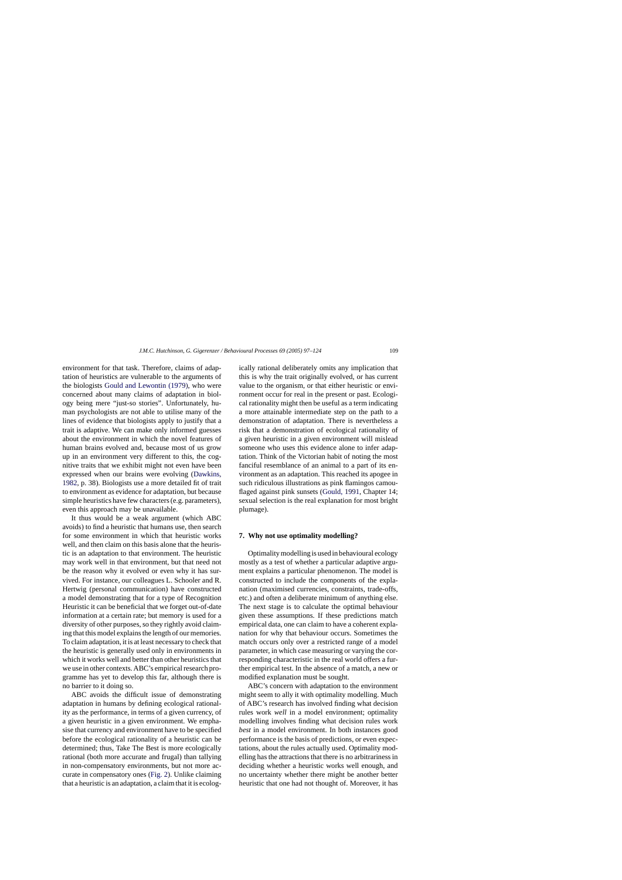environment for that task. Therefore, claims of adaptation of heuristics are vulnerable to the arguments of the biologists Gould and Lewontin (1979), who were concerned about many claims of adaptation in biology being mere "just-so stories". Unfortunately, human psychologists are not able to utilise many of the lines of evidence that biologists apply to justify that a trait is adaptive. We can make only informed guesses about the environment in which the novel features of human brains evolved and, because most of us grow up in an environment very different to this, the cognitive traits that we exhibit might not even have been expressed when our brains were evolving (Dawkins, 1982, p. 38). Biologists use a more detailed fit of trait to environment as evidence for adaptation, but because simple heuristics have few characters (e.g. parameters), even this approach may be unavailable.

It thus would be a weak argument (which ABC avoids) to find a heuristic that humans use, then search for some environment in which that heuristic works well, and then claim on this basis alone that the heuristic is an adaptation to that environment. The heuristic may work well in that environment, but that need not be the reason why it evolved or even why it has survived. For instance, our colleagues L. Schooler and R. Hertwig (personal communication) have constructed a model demonstrating that for a type of Recognition Heuristic it can be beneficial that we forget out-of-date information at a certain rate; but memory is used for a diversity of other purposes, so they rightly avoid claiming that this model explains the length of our memories. To claim adaptation, it is at least necessary to check that the heuristic is generally used only in environments in which it works well and better than other heuristics that we use in other contexts. ABC's empirical research programme has yet to develop this far, although there is no barrier to it doing so.

ABC avoids the difficult issue of demonstrating adaptation in humans by defining ecological rationality as the performance, in terms of a given currency, of a given heuristic in a given environment. We emphasise that currency and environment have to be specified before the ecological rationality of a heuristic can be determined; thus, Take The Best is more ecologically rational (both more accurate and frugal) than tallying in non-compensatory environments, but not more accurate in compensatory ones (Fig. 2). Unlike claiming that a heuristic is an adaptation, a claim that it is ecologically rational deliberately omits any implication that this is why the trait originally evolved, or has current value to the organism, or that either heuristic or environment occur for real in the present or past. Ecological rationality might then be useful as a term indicating a more attainable intermediate step on the path to a demonstration of adaptation. There is nevertheless a risk that a demonstration of ecological rationality of a given heuristic in a given environment will mislead someone who uses this evidence alone to infer adaptation. Think of the Victorian habit of noting the most fanciful resemblance of an animal to a part of its environment as an adaptation. This reached its apogee in such ridiculous illustrations as pink flamingos camouflaged against pink sunsets (Gould, 1991, Chapter 14; sexual selection is the real explanation for most bright plumage).

## 7. Why not use optimality modelling?

Optimality modelling is used in behavioural ecology mostly as a test of whether a particular adaptive argument explains a particular phenomenon. The model is constructed to include the components of the explanation (maximised currencies, constraints, trade-offs, etc.) and often a deliberate minimum of anything else. The next stage is to calculate the optimal behaviour given these assumptions. If these predictions match empirical data, one can claim to have a coherent explanation for why that behaviour occurs. Sometimes the match occurs only over a restricted range of a model parameter, in which case measuring or varying the corresponding characteristic in the real world offers a further empirical test. In the absence of a match, a new or modified explanation must be sought.

ABC's concern with adaptation to the environment might seem to ally it with optimality modelling. Much of ABC's research has involved finding what decision rules work *well* in a model environment; optimality modelling involves finding what decision rules work *best* in a model environment. In both instances good performance is the basis of predictions, or even expectations, about the rules actually used. Optimality modelling has the attractions that there is no arbitrariness in deciding whether a heuristic works well enough, and no uncertainty whether there might be another better heuristic that one had not thought of. Moreover, it has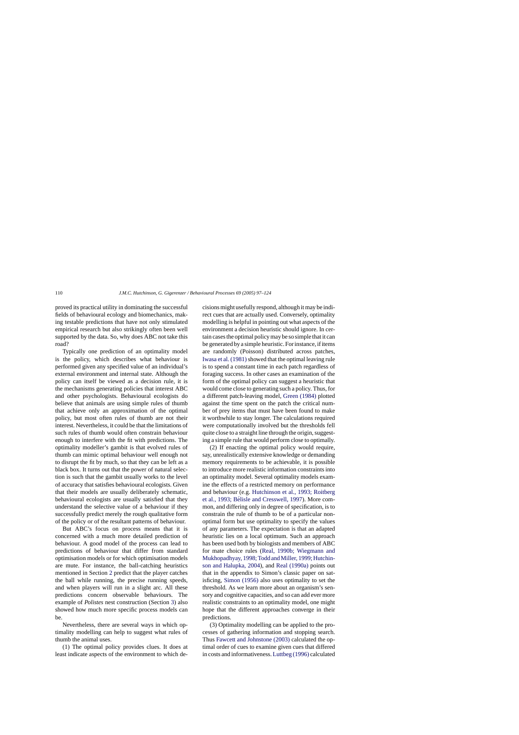proved its practical utility in dominating the successful fields of behavioural ecology and biomechanics, making testable predictions that have not only stimulated empirical research but also strikingly often been well supported by the data. So, why does ABC not take this road?

Typically one prediction of an optimality model is the policy, which describes what behaviour is performed given any specified value of an individual's external environment and internal state. Although the policy can itself be viewed as a decision rule, it is the mechanisms generating policies that interest ABC and other psychologists. Behavioural ecologists do believe that animals are using simple rules of thumb that achieve only an approximation of the optimal policy, but most often rules of thumb are not their interest. Nevertheless, it could be that the limitations of such rules of thumb would often constrain behaviour enough to interfere with the fit with predictions. The optimality modeller's gambit is that evolved rules of thumb can mimic optimal behaviour well enough not to disrupt the fit by much, so that they can be left as a black box. It turns out that the power of natural selection is such that the gambit usually works to the level of accuracy that satisfies behavioural ecologists. Given that their models are usually deliberately schematic, behavioural ecologists are usually satisfied that they understand the selective value of a behaviour if they successfully predict merely the rough qualitative form of the policy or of the resultant patterns of behaviour.

But ABC's focus on process means that it is concerned with a much more detailed prediction of behaviour. A good model of the process can lead to predictions of behaviour that differ from standard optimisation models or for which optimisation models are mute. For instance, the ball-catching heuristics mentioned in Section 2 predict that the player catches the ball while running, the precise running speeds, and when players will run in a slight arc. All these predictions concern observable behaviours. The example of *Polistes* nest construction (Section 3) also showed how much more specific process models can be.

Nevertheless, there are several ways in which optimality modelling can help to suggest what rules of thumb the animal uses.

(1) The optimal policy provides clues. It does at least indicate aspects of the environment to which decisions might usefully respond, although it may be indirect cues that are actually used. Conversely, optimality modelling is helpful in pointing out what aspects of the environment a decision heuristic should ignore. In certain cases the optimal policy may be so simple that it can be generated by a simple heuristic. For instance, if items are randomly (Poisson) distributed across patches, Iwasa et al. (1981) showed that the optimal leaving rule is to spend a constant time in each patch regardless of foraging success. In other cases an examination of the form of the optimal policy can suggest a heuristic that would come close to generating such a policy. Thus, for a different patch-leaving model, Green (1984) plotted against the time spent on the patch the critical number of prey items that must have been found to make it worthwhile to stay longer. The calculations required were computationally involved but the thresholds fell quite close to a straight line through the origin, suggesting a simple rule that would perform close to optimally.

(2) If enacting the optimal policy would require, say, unrealistically extensive knowledge or demanding memory requirements to be achievable, it is possible to introduce more realistic information constraints into an optimality model. Several optimality models examine the effects of a restricted memory on performance and behaviour (e.g. Hutchinson et al., 1993; Roitberg et al., 1993; Bélisle and Cresswell, 1997). More common, and differing only in degree of specification, is to constrain the rule of thumb to be of a particular non-optimal form but use optimality to specify the values of any parameters. The expectation is that an adapted heuristic lies on a local optimum. Such an approach has been used both by biologists and members of ABC for mate choice rules (Real, 1990b; Wiegmann and Mukhopadhyay, 1998; Todd and Miller, 1999; Hutchinson and Halupka, 2004), and Real (1990a) points out that in the appendix to Simon's classic paper on satisficing, Simon (1956) also uses optimality to set the threshold. As we learn more about an organism's sensory and cognitive capacities, and so can add ever more realistic constraints to an optimality model, one might hope that the different approaches converge in their predictions.

(3) Optimality modelling can be applied to the processes of gathering information and stopping search. Thus Fawcett and Johnstone (2003) calculated the optimal order of cues to examine given cues that differed in costs and informativeness. Luttbeg (1996) calculated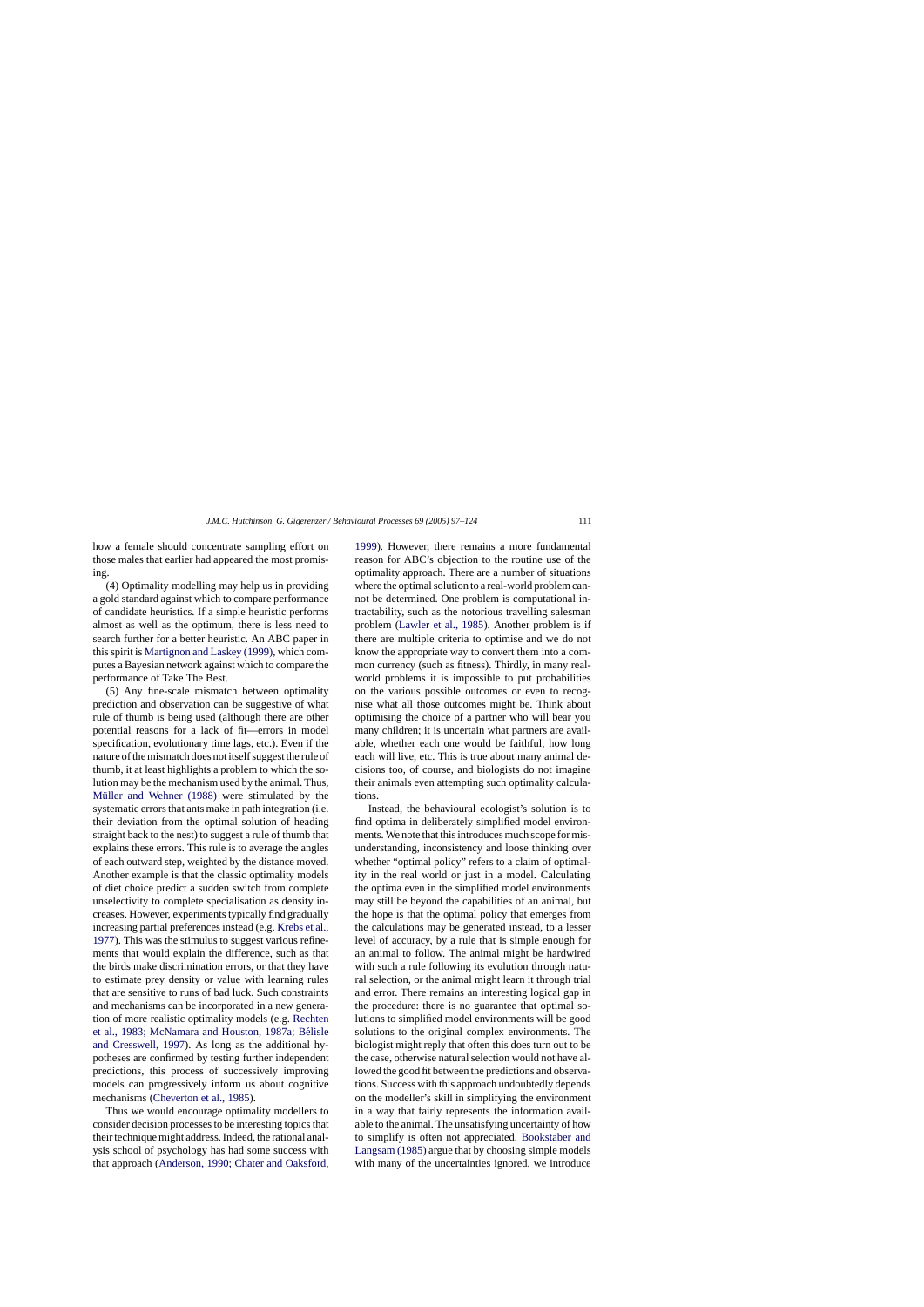how a female should concentrate sampling effort on those males that earlier had appeared the most promising.

(4) Optimality modelling may help us in providing a gold standard against which to compare performance of candidate heuristics. If a simple heuristic performs almost as well as the optimum, there is less need to search further for a better heuristic. An ABC paper in this spirit is Martignon and Laskey (1999), which computes a Bayesian network against which to compare the performance of Take The Best.

(5) Any fine-scale mismatch between optimality prediction and observation can be suggestive of what rule of thumb is being used (although there are other potential reasons for a lack of fit—errors in model specification, evolutionary time lags, etc.). Even if the nature of the mismatch does not itself suggest the rule of thumb, it at least highlights a problem to which the solution may be the mechanism used by the animal. Thus, Müller and Wehner (1988) were stimulated by the systematic errors that ants make in path integration (i.e. their deviation from the optimal solution of heading straight back to the nest) to suggest a rule of thumb that explains these errors. This rule is to average the angles of each outward step, weighted by the distance moved. Another example is that the classic optimality models of diet choice predict a sudden switch from complete unselectivity to complete specialisation as density increases. However, experiments typically find gradually increasing partial preferences instead (e.g. Krebs et al., 1977). This was the stimulus to suggest various refinements that would explain the difference, such as that the birds make discrimination errors, or that they have to estimate prey density or value with learning rules that are sensitive to runs of bad luck. Such constraints and mechanisms can be incorporated in a new generation of more realistic optimality models (e.g. Rechten et al., 1983; McNamara and Houston, 1987a; Bélisle and Cresswell, 1997). As long as the additional hypotheses are confirmed by testing further independent predictions, this process of successively improving models can progressively inform us about cognitive mechanisms (Cheverton et al., 1985).

Thus we would encourage optimality modellers to consider decision processes to be interesting topics that their technique might address. Indeed, the rational analysis school of psychology has had some success with that approach (Anderson, 1990; Chater and Oaksford, 1999). However, there remains a more fundamental reason for ABC's objection to the routine use of the optimality approach. There are a number of situations where the optimal solution to a real-world problem cannot be determined. One problem is computational intractability, such as the notorious travelling salesman problem (Lawler et al., 1985). Another problem is if there are multiple criteria to optimise and we do not know the appropriate way to convert them into a common currency (such as fitness). Thirdly, in many real-world problems it is impossible to put probabilities on the various possible outcomes or even to recognise what all those outcomes might be. Think about optimising the choice of a partner who will bear you many children; it is uncertain what partners are available, whether each one would be faithful, how long each will live, etc. This is true about many animal decisions too, of course, and biologists do not imagine their animals even attempting such optimality calculations.

Instead, the behavioural ecologist's solution is to find optima in deliberately simplified model environments. We note that this introduces much scope for misunderstanding, inconsistency and loose thinking over whether "optimal policy" refers to a claim of optimality in the real world or just in a model. Calculating the optima even in the simplified model environments may still be beyond the capabilities of an animal, but the hope is that the optimal policy that emerges from the calculations may be generated instead, to a lesser level of accuracy, by a rule that is simple enough for an animal to follow. The animal might be hardwired with such a rule following its evolution through natural selection, or the animal might learn it through trial and error. There remains an interesting logical gap in the procedure: there is no guarantee that optimal solutions to simplified model environments will be good solutions to the original complex environments. The biologist might reply that often this does turn out to be the case, otherwise natural selection would not have allowed the good fit between the predictions and observations. Success with this approach undoubtedly depends on the modeller's skill in simplifying the environment in a way that fairly represents the information available to the animal. The unsatisfying uncertainty of how to simplify is often not appreciated. Bookstaber and Langsam (1985) argue that by choosing simple models with many of the uncertainties ignored, we introduce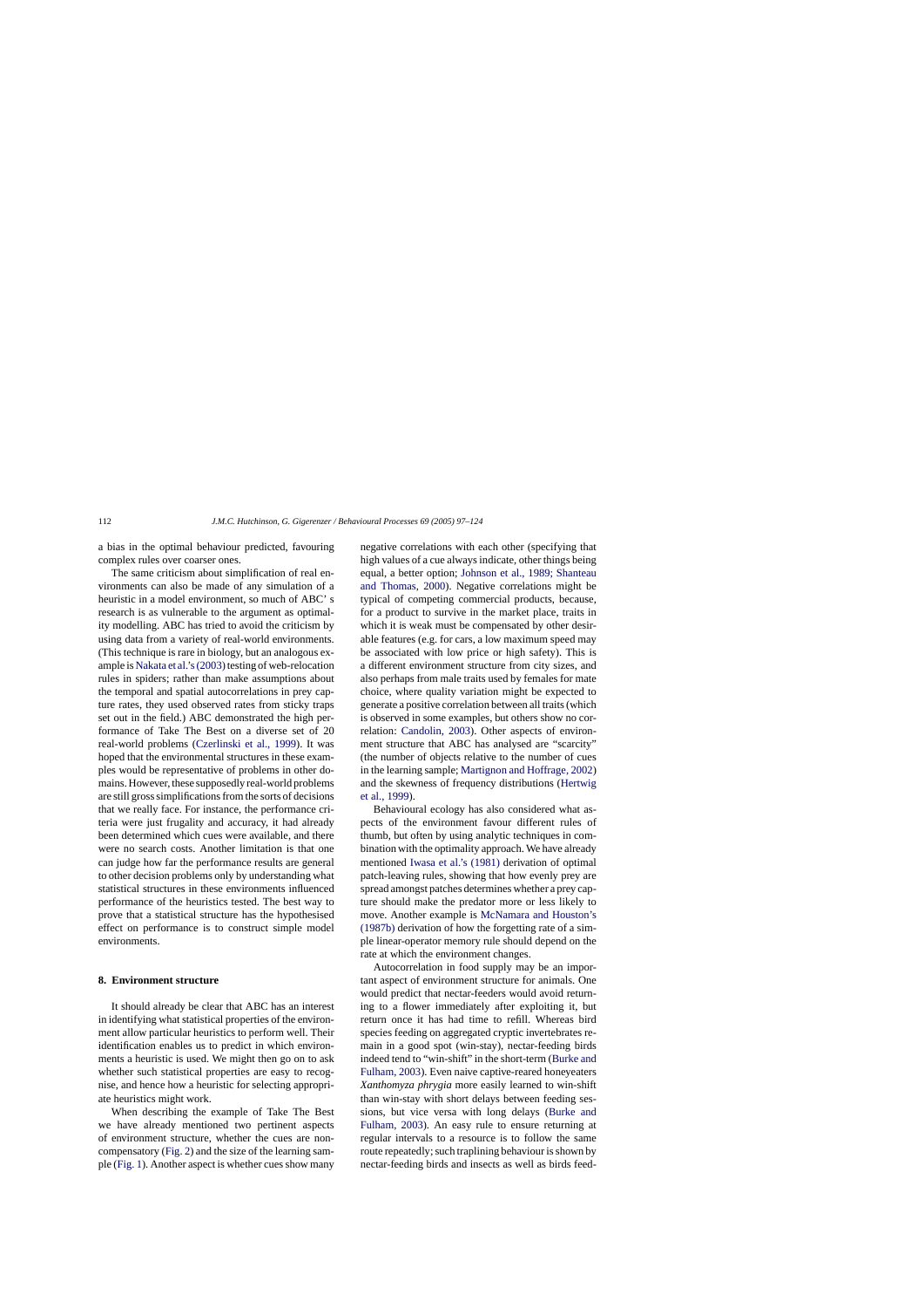a bias in the optimal behaviour predicted, favouring complex rules over coarser ones.

The same criticism about simplification of real environments can also be made of any simulation of a heuristic in a model environment, so much of ABC' s research is as vulnerable to the argument as optimality modelling. ABC has tried to avoid the criticism by using data from a variety of real-world environments. (This technique is rare in biology, but an analogous example is Nakata et al.'s (2003) testing of web-relocation rules in spiders; rather than make assumptions about the temporal and spatial autocorrelations in prey capture rates, they used observed rates from sticky traps set out in the field.) ABC demonstrated the high performance of Take The Best on a diverse set of 20 real-world problems (Czerlinski et al., 1999). It was hoped that the environmental structures in these examples would be representative of problems in other domains. However, these supposedly real-world problems are still gross simplifications from the sorts of decisions that we really face. For instance, the performance criteria were just frugality and accuracy, it had already been determined which cues were available, and there were no search costs. Another limitation is that one can judge how far the performance results are general to other decision problems only by understanding what statistical structures in these environments influenced performance of the heuristics tested. The best way to prove that a statistical structure has the hypothesised effect on performance is to construct simple model environments.

## 8. Environment structure

It should already be clear that ABC has an interest in identifying what statistical properties of the environment allow particular heuristics to perform well. Their identification enables us to predict in which environments a heuristic is used. We might then go on to ask whether such statistical properties are easy to recognise, and hence how a heuristic for selecting appropriate heuristics might work.

When describing the example of Take The Best we have already mentioned two pertinent aspects of environment structure, whether the cues are non-compensatory (Fig. 2) and the size of the learning sample (Fig. 1). Another aspect is whether cues show many negative correlations with each other (specifying that high values of a cue always indicate, other things being equal, a better option; Johnson et al., 1989; Shanteau and Thomas, 2000). Negative correlations might be typical of competing commercial products, because, for a product to survive in the market place, traits in which it is weak must be compensated by other desirable features (e.g. for cars, a low maximum speed may be associated with low price or high safety). This is a different environment structure from city sizes, and also perhaps from male traits used by females for mate choice, where quality variation might be expected to generate a positive correlation between all traits (which is observed in some examples, but others show no correlation: Candolin, 2003). Other aspects of environment structure that ABC has analysed are "scarcity" (the number of objects relative to the number of cues in the learning sample; Martignon and Hoffrage, 2002) and the skewness of frequency distributions (Hertwig et al., 1999).

Behavioural ecology has also considered what aspects of the environment favour different rules of thumb, but often by using analytic techniques in combination with the optimality approach. We have already mentioned Iwasa et al.'s (1981) derivation of optimal patch-leaving rules, showing that how evenly prey are spread amongst patches determines whether a prey capture should make the predator more or less likely to move. Another example is McNamara and Houston's (1987b) derivation of how the forgetting rate of a simple linear-operator memory rule should depend on the rate at which the environment changes.

Autocorrelation in food supply may be an important aspect of environment structure for animals. One would predict that nectar-feeders would avoid returning to a flower immediately after exploiting it, but return once it has had time to refill. Whereas bird species feeding on aggregated cryptic invertebrates remain in a good spot (win-stay), nectar-feeding birds indeed tend to "win-shift" in the short-term (Burke and Fulham, 2003). Even naive captive-reared honeyeaters *Xanthomyza phrygia* more easily learned to win-shift than win-stay with short delays between feeding sessions, but vice versa with long delays (Burke and Fulham, 2003). An easy rule to ensure returning at regular intervals to a resource is to follow the same route repeatedly; such traplining behaviour is shown by nectar-feeding birds and insects as well as birds feed-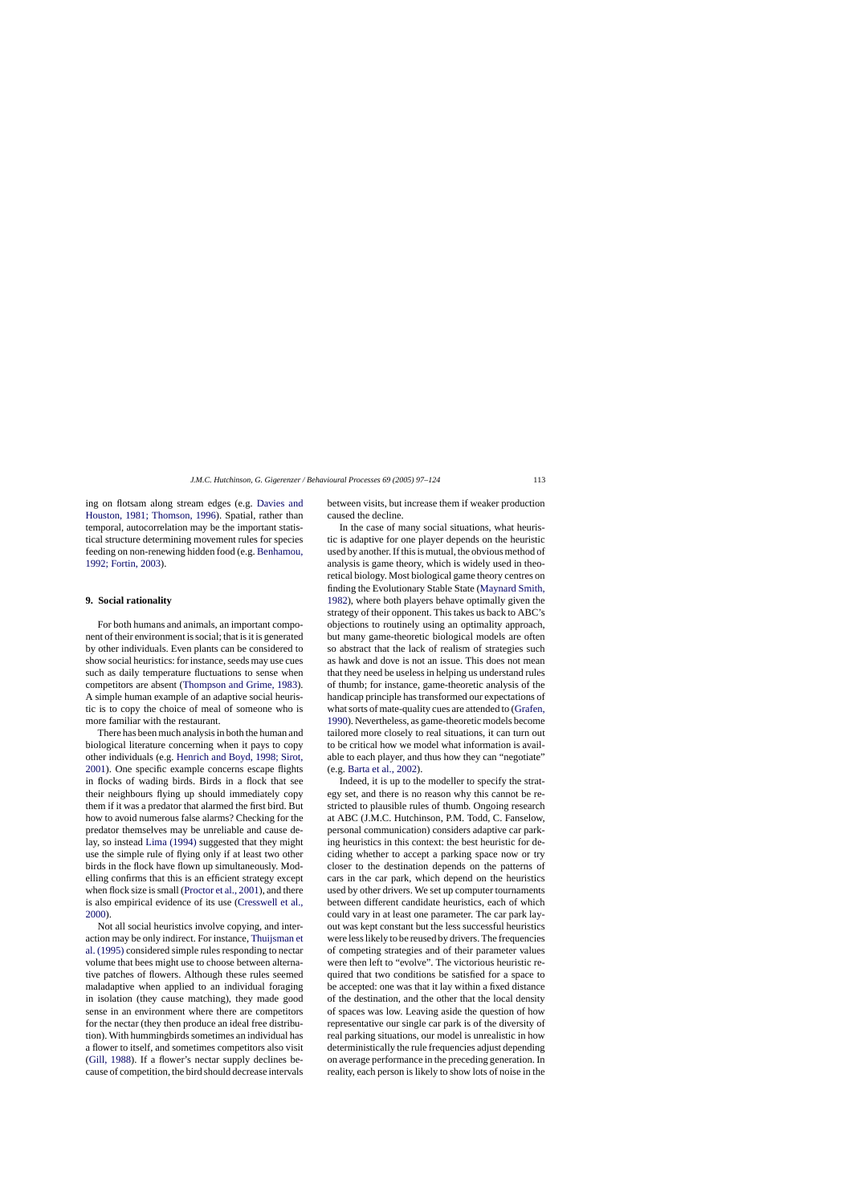ing on flotsam along stream edges (e.g. Davies and Houston, 1981; Thomson, 1996). Spatial, rather than temporal, autocorrelation may be the important statistical structure determining movement rules for species feeding on non-renewing hidden food (e.g. Benhamou, 1992; Fortin, 2003).

## 9. Social rationality

For both humans and animals, an important component of their environment is social; that is it is generated by other individuals. Even plants can be considered to show social heuristics: for instance, seeds may use cues such as daily temperature fluctuations to sense when competitors are absent (Thompson and Grime, 1983). A simple human example of an adaptive social heuristic is to copy the choice of meal of someone who is more familiar with the restaurant.

There has been much analysis in both the human and biological literature concerning when it pays to copy other individuals (e.g. Henrich and Boyd, 1998; Sirot, 2001). One specific example concerns escape flights in flocks of wading birds. Birds in a flock that see their neighbours flying up should immediately copy them if it was a predator that alarmed the first bird. But how to avoid numerous false alarms? Checking for the predator themselves may be unreliable and cause delay, so instead Lima (1994) suggested that they might use the simple rule of flying only if at least two other birds in the flock have flown up simultaneously. Modelling confirms that this is an efficient strategy except when flock size is small (Proctor et al., 2001), and there is also empirical evidence of its use (Cresswell et al., 2000).

Not all social heuristics involve copying, and interaction may be only indirect. For instance, Thuijsman et al. (1995) considered simple rules responding to nectar volume that bees might use to choose between alternative patches of flowers. Although these rules seemed maladaptive when applied to an individual foraging in isolation (they cause matching), they made good sense in an environment where there are competitors for the nectar (they then produce an ideal free distribution). With hummingbirds sometimes an individual has a flower to itself, and sometimes competitors also visit (Gill, 1988). If a flower's nectar supply declines because of competition, the bird should decrease intervals between visits, but increase them if weaker production caused the decline.

In the case of many social situations, what heuristic is adaptive for one player depends on the heuristic used by another. If this is mutual, the obvious method of analysis is game theory, which is widely used in theoretical biology. Most biological game theory centres on finding the Evolutionary Stable State (Maynard Smith, 1982), where both players behave optimally given the strategy of their opponent. This takes us back to ABC's objections to routinely using an optimality approach, but many game-theoretic biological models are often so abstract that the lack of realism of strategies such as hawk and dove is not an issue. This does not mean that they need be useless in helping us understand rules of thumb; for instance, game-theoretic analysis of the handicap principle has transformed our expectations of what sorts of mate-quality cues are attended to (Grafen, 1990). Nevertheless, as game-theoretic models become tailored more closely to real situations, it can turn out to be critical how we model what information is available to each player, and thus how they can "negotiate" (e.g. Barta et al., 2002).

Indeed, it is up to the modeller to specify the strategy set, and there is no reason why this cannot be restricted to plausible rules of thumb. Ongoing research at ABC (J.M.C. Hutchinson, P.M. Todd, C. Fanselow, personal communication) considers adaptive car parking heuristics in this context: the best heuristic for deciding whether to accept a parking space now or try closer to the destination depends on the patterns of cars in the car park, which depend on the heuristics used by other drivers. We set up computer tournaments between different candidate heuristics, each of which could vary in at least one parameter. The car park layout was kept constant but the less successful heuristics were less likely to be reused by drivers. The frequencies of competing strategies and of their parameter values were then left to "evolve". The victorious heuristic required that two conditions be satisfied for a space to be accepted: one was that it lay within a fixed distance of the destination, and the other that the local density of spaces was low. Leaving aside the question of how representative our single car park is of the diversity of real parking situations, our model is unrealistic in how deterministically the rule frequencies adjust depending on average performance in the preceding generation. In reality, each person is likely to show lots of noise in the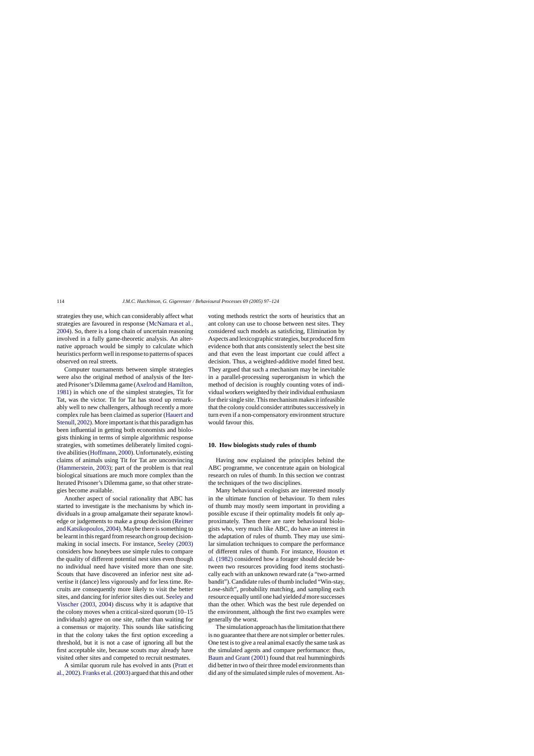strategies they use, which can considerably affect what strategies are favoured in response (McNamara et al., 2004). So, there is a long chain of uncertain reasoning involved in a fully game-theoretic analysis. An alternative approach would be simply to calculate which heuristics perform well in response to patterns of spaces observed on real streets.

Computer tournaments between simple strategies were also the original method of analysis of the Iterated Prisoner's Dilemma game (Axelrod and Hamilton, 1981) in which one of the simplest strategies, Tit for Tat, was the victor. Tit for Tat has stood up remarkably well to new challengers, although recently a more complex rule has been claimed as superior (Hauert and Stenull, 2002). More important is that this paradigm has been influential in getting both economists and biologists thinking in terms of simple algorithmic response strategies, with sometimes deliberately limited cognitive abilities (Hoffmann, 2000). Unfortunately, existing claims of animals using Tit for Tat are unconvincing (Hammerstein, 2003); part of the problem is that real biological situations are much more complex than the Iterated Prisoner's Dilemma game, so that other strategies become available.

Another aspect of social rationality that ABC has started to investigate is the mechanisms by which individuals in a group amalgamate their separate knowledge or judgements to make a group decision (Reimer and Katsikopoulos, 2004). Maybe there is something to be learnt in this regard from research on group decision-making in social insects. For instance, Seeley (2003) considers how honeybees use simple rules to compare the quality of different potential nest sites even though no individual need have visited more than one site. Scouts that have discovered an inferior nest site advertise it (dance) less vigorously and for less time. Recruits are consequently more likely to visit the better sites, and dancing for inferior sites dies out. Seeley and Visscher (2003, 2004) discuss why it is adaptive that the colony moves when a critical-sized quorum (10–15 individuals) agree on one site, rather than waiting for a consensus or majority. This sounds like satisficing in that the colony takes the first option exceeding a threshold, but it is not a case of ignoring all but the first acceptable site, because scouts may already have visited other sites and competed to recruit nestmates.

A similar quorum rule has evolved in ants (Pratt et al., 2002). Franks et al. (2003) argued that this and other voting methods restrict the sorts of heuristics that an ant colony can use to choose between nest sites. They considered such models as satisficing, Elimination by Aspects and lexicographic strategies, but produced firm evidence both that ants consistently select the best site and that even the least important cue could affect a decision. Thus, a weighted-additive model fitted best. They argued that such a mechanism may be inevitable in a parallel-processing superorganism in which the method of decision is roughly counting votes of individual workers weighted by their individual enthusiasm for their single site. This mechanism makes it infeasible that the colony could consider attributes successively in turn even if a non-compensatory environment structure would favour this.

## 10. How biologists study rules of thumb

Having now explained the principles behind the ABC programme, we concentrate again on biological research on rules of thumb. In this section we contrast the techniques of the two disciplines.

Many behavioural ecologists are interested mostly in the ultimate function of behaviour. To them rules of thumb may mostly seem important in providing a possible excuse if their optimality models fit only approximately. Then there are rarer behavioural biologists who, very much like ABC, do have an interest in the adaptation of rules of thumb. They may use similar simulation techniques to compare the performance of different rules of thumb. For instance, Houston et al. (1982) considered how a forager should decide between two resources providing food items stochastically each with an unknown reward rate (a "two-armed bandit"). Candidate rules of thumb included "Win-stay, Lose-shift", probability matching, and sampling each resource equally until one had yielded *d* more successes than the other. Which was the best rule depended on the environment, although the first two examples were generally the worst.

The simulation approach has the limitation that there is no guarantee that there are not simpler or better rules. One test is to give a real animal exactly the same task as the simulated agents and compare performance: thus, Baum and Grant (2001) found that real hummingbirds did better in two of their three model environments than did any of the simulated simple rules of movement. An-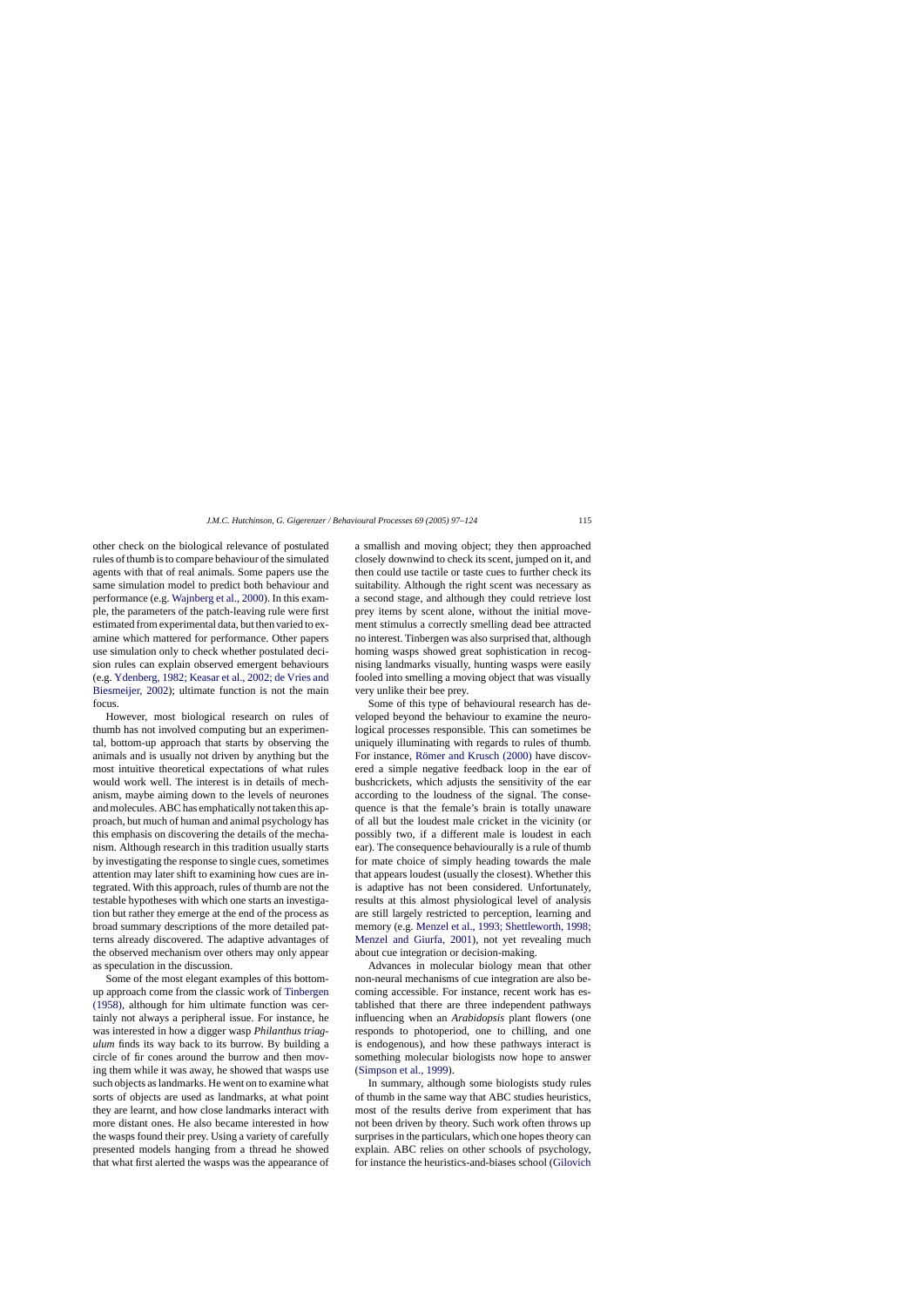other check on the biological relevance of postulated rules of thumb is to compare behaviour of the simulated agents with that of real animals. Some papers use the same simulation model to predict both behaviour and performance (e.g. Wajnberg et al., 2000). In this example, the parameters of the patch-leaving rule were first estimated from experimental data, but then varied to examine which mattered for performance. Other papers use simulation only to check whether postulated decision rules can explain observed emergent behaviours (e.g. Ydenberg, 1982; Keasar et al., 2002; de Vries and Biesmeijer, 2002); ultimate function is not the main focus.

However, most biological research on rules of thumb has not involved computing but an experimental, bottom-up approach that starts by observing the animals and is usually not driven by anything but the most intuitive theoretical expectations of what rules would work well. The interest is in details of mechanism, maybe aiming down to the levels of neurones and molecules. ABC has emphatically not taken this approach, but much of human and animal psychology has this emphasis on discovering the details of the mechanism. Although research in this tradition usually starts by investigating the response to single cues, sometimes attention may later shift to examining how cues are integrated. With this approach, rules of thumb are not the testable hypotheses with which one starts an investigation but rather they emerge at the end of the process as broad summary descriptions of the more detailed patterns already discovered. The adaptive advantages of the observed mechanism over others may only appear as speculation in the discussion.

Some of the most elegant examples of this bottom-up approach come from the classic work of Tinbergen (1958), although for him ultimate function was certainly not always a peripheral issue. For instance, he was interested in how a digger wasp *Philanthus triagulum* finds its way back to its burrow. By building a circle of fir cones around the burrow and then moving them while it was away, he showed that wasps use such objects as landmarks. He went on to examine what sorts of objects are used as landmarks, at what point they are learnt, and how close landmarks interact with more distant ones. He also became interested in how the wasps found their prey. Using a variety of carefully presented models hanging from a thread he showed that what first alerted the wasps was the appearance of a smallish and moving object; they then approached closely downwind to check its scent, jumped on it, and then could use tactile or taste cues to further check its suitability. Although the right scent was necessary as a second stage, and although they could retrieve lost prey items by scent alone, without the initial movement stimulus a correctly smelling dead bee attracted no interest. Tinbergen was also surprised that, although homing wasps showed great sophistication in recognising landmarks visually, hunting wasps were easily fooled into smelling a moving object that was visually very unlike their bee prey.

Some of this type of behavioural research has developed beyond the behaviour to examine the neurological processes responsible. This can sometimes be uniquely illuminating with regards to rules of thumb. For instance, Römer and Krusch (2000) have discovered a simple negative feedback loop in the ear of bushcrickets, which adjusts the sensitivity of the ear according to the loudness of the signal. The consequence is that the female's brain is totally unaware of all but the loudest male cricket in the vicinity (or possibly two, if a different male is loudest in each ear). The consequence behaviourally is a rule of thumb for mate choice of simply heading towards the male that appears loudest (usually the closest). Whether this is adaptive has not been considered. Unfortunately, results at this almost physiological level of analysis are still largely restricted to perception, learning and memory (e.g. Menzel et al., 1993; Shettleworth, 1998; Menzel and Giurfa, 2001), not yet revealing much about cue integration or decision-making.

Advances in molecular biology mean that other non-neural mechanisms of cue integration are also becoming accessible. For instance, recent work has established that there are three independent pathways influencing when an *Arabidopsis* plant flowers (one responds to photoperiod, one to chilling, and one is endogenous), and how these pathways interact is something molecular biologists now hope to answer (Simpson et al., 1999).

In summary, although some biologists study rules of thumb in the same way that ABC studies heuristics, most of the results derive from experiment that has not been driven by theory. Such work often throws up surprises in the particulars, which one hopes theory can explain. ABC relies on other schools of psychology, for instance the heuristics-and-biases school (Gilovich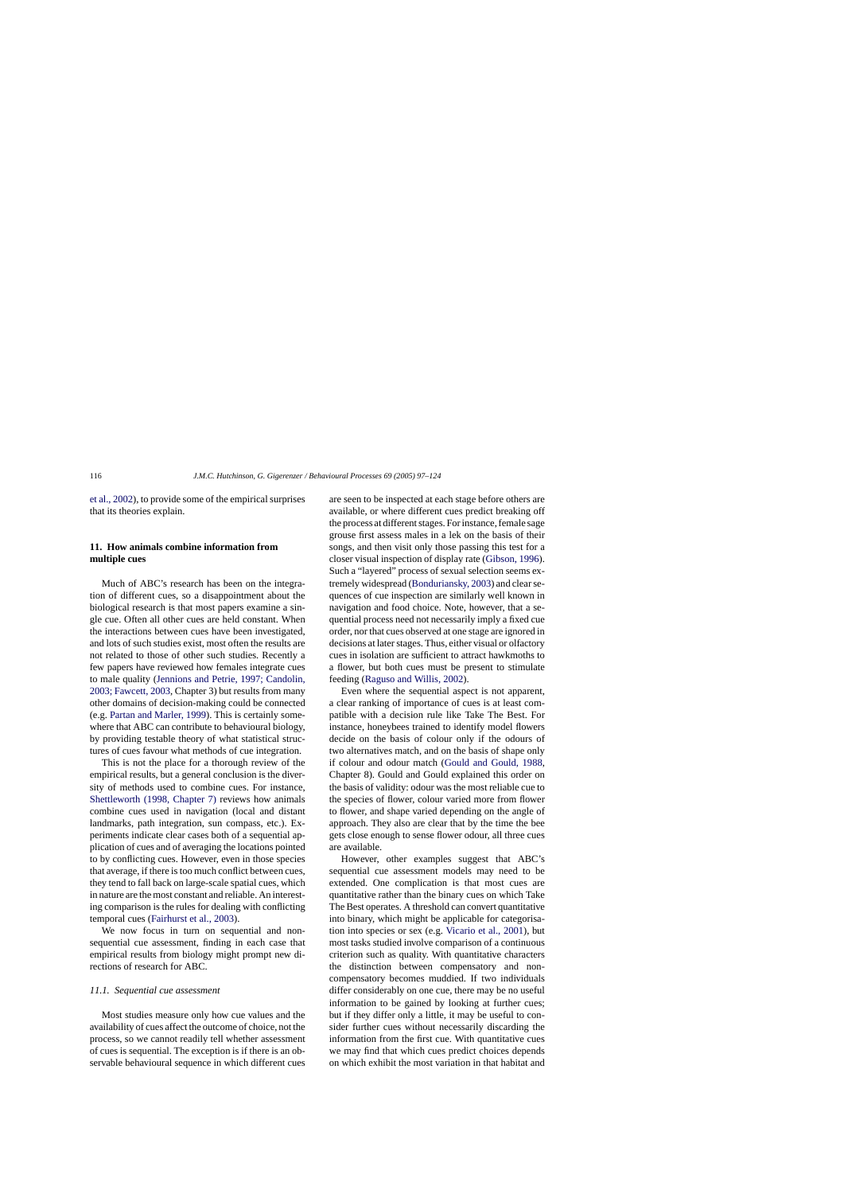et al., 2002), to provide some of the empirical surprises that its theories explain.

## 11. How animals combine information from multiple cues

Much of ABC's research has been on the integration of different cues, so a disappointment about the biological research is that most papers examine a single cue. Often all other cues are held constant. When the interactions between cues have been investigated, and lots of such studies exist, most often the results are not related to those of other such studies. Recently a few papers have reviewed how females integrate cues to male quality (Jennions and Petrie, 1997; Candolin, 2003; Fawcett, 2003, Chapter 3) but results from many other domains of decision-making could be connected (e.g. Partan and Marler, 1999). This is certainly somewhere that ABC can contribute to behavioural biology, by providing testable theory of what statistical structures of cues favour what methods of cue integration.

This is not the place for a thorough review of the empirical results, but a general conclusion is the diversity of methods used to combine cues. For instance, Shettleworth (1998, Chapter 7) reviews how animals combine cues used in navigation (local and distant landmarks, path integration, sun compass, etc.). Experiments indicate clear cases both of a sequential application of cues and of averaging the locations pointed to by conflicting cues. However, even in those species that average, if there is too much conflict between cues, they tend to fall back on large-scale spatial cues, which in nature are the most constant and reliable. An interesting comparison is the rules for dealing with conflicting temporal cues (Fairhurst et al., 2003).

We now focus in turn on sequential and non-sequential cue assessment, finding in each case that empirical results from biology might prompt new directions of research for ABC.

### *11.1. Sequential cue assessment*

Most studies measure only how cue values and the availability of cues affect the outcome of choice, not the process, so we cannot readily tell whether assessment of cues is sequential. The exception is if there is an observable behavioural sequence in which different cues are seen to be inspected at each stage before others are available, or where different cues predict breaking off the process at different stages. For instance, female sage grouse first assess males in a lek on the basis of their songs, and then visit only those passing this test for a closer visual inspection of display rate (Gibson, 1996). Such a "layered" process of sexual selection seems extremely widespread (Bonduriansky, 2003) and clear sequences of cue inspection are similarly well known in navigation and food choice. Note, however, that a sequential process need not necessarily imply a fixed cue order, nor that cues observed at one stage are ignored in decisions at later stages. Thus, either visual or olfactory cues in isolation are sufficient to attract hawkmoths to a flower, but both cues must be present to stimulate feeding (Raguso and Willis, 2002).

Even where the sequential aspect is not apparent, a clear ranking of importance of cues is at least compatible with a decision rule like Take The Best. For instance, honeybees trained to identify model flowers decide on the basis of colour only if the odours of two alternatives match, and on the basis of shape only if colour and odour match (Gould and Gould, 1988, Chapter 8). Gould and Gould explained this order on the basis of validity: odour was the most reliable cue to the species of flower, colour varied more from flower to flower, and shape varied depending on the angle of approach. They also are clear that by the time the bee gets close enough to sense flower odour, all three cues are available.

However, other examples suggest that ABC's sequential cue assessment models may need to be extended. One complication is that most cues are quantitative rather than the binary cues on which Take The Best operates. A threshold can convert quantitative into binary, which might be applicable for categorisation into species or sex (e.g. Vicario et al., 2001), but most tasks studied involve comparison of a continuous criterion such as quality. With quantitative characters the distinction between compensatory and non-compensatory becomes muddied. If two individuals differ considerably on one cue, there may be no useful information to be gained by looking at further cues; but if they differ only a little, it may be useful to consider further cues without necessarily discarding the information from the first cue. With quantitative cues we may find that which cues predict choices depends on which exhibit the most variation in that habitat and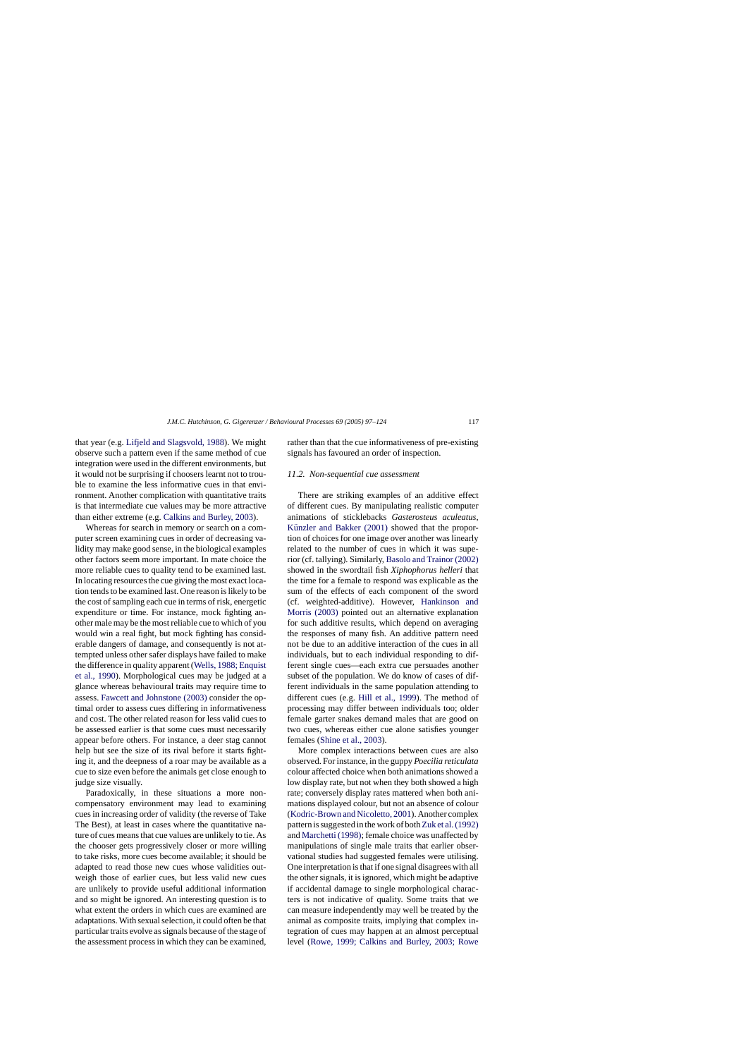that year (e.g. Lifjeld and Slagsvold, 1988). We might observe such a pattern even if the same method of cue integration were used in the different environments, but it would not be surprising if choosers learnt not to trouble to examine the less informative cues in that environment. Another complication with quantitative traits is that intermediate cue values may be more attractive than either extreme (e.g. Calkins and Burley, 2003).

Whereas for search in memory or search on a computer screen examining cues in order of decreasing validity may make good sense, in the biological examples other factors seem more important. In mate choice the more reliable cues to quality tend to be examined last. In locating resources the cue giving the most exact location tends to be examined last. One reason is likely to be the cost of sampling each cue in terms of risk, energetic expenditure or time. For instance, mock fighting another male may be the most reliable cue to which of you would win a real fight, but mock fighting has considerable dangers of damage, and consequently is not attempted unless other safer displays have failed to make the difference in quality apparent (Wells, 1988; Enquist et al., 1990). Morphological cues may be judged at a glance whereas behavioural traits may require time to assess. Fawcett and Johnstone (2003) consider the optimal order to assess cues differing in informativeness and cost. The other related reason for less valid cues to be assessed earlier is that some cues must necessarily appear before others. For instance, a deer stag cannot help but see the size of its rival before it starts fighting it, and the deepness of a roar may be available as a cue to size even before the animals get close enough to judge size visually.

Paradoxically, in these situations a more non-compensatory environment may lead to examining cues in increasing order of validity (the reverse of Take The Best), at least in cases where the quantitative nature of cues means that cue values are unlikely to tie. As the chooser gets progressively closer or more willing to take risks, more cues become available; it should be adapted to read those new cues whose validities outweigh those of earlier cues, but less valid new cues are unlikely to provide useful additional information and so might be ignored. An interesting question is to what extent the orders in which cues are examined are adaptations. With sexual selection, it could often be that particular traits evolve as signals because of the stage of the assessment process in which they can be examined, rather than that the cue informativeness of pre-existing signals has favoured an order of inspection.

### *11.2. Non-sequential cue assessment*

There are striking examples of an additive effect of different cues. By manipulating realistic computer animations of sticklebacks *Gasterosteus aculeatus*, Künzler and Bakker (2001) showed that the proportion of choices for one image over another was linearly related to the number of cues in which it was superior (cf. tallying). Similarly, Basolo and Trainor (2002) showed in the swordtail fish *Xiphophorus helleri* that the time for a female to respond was explicable as the sum of the effects of each component of the sword (cf. weighted-additive). However, Hankinson and Morris (2003) pointed out an alternative explanation for such additive results, which depend on averaging the responses of many fish. An additive pattern need not be due to an additive interaction of the cues in all individuals, but to each individual responding to different single cues—each extra cue persuades another subset of the population. We do know of cases of different individuals in the same population attending to different cues (e.g. Hill et al., 1999). The method of processing may differ between individuals too; older female garter snakes demand males that are good on two cues, whereas either cue alone satisfies younger females (Shine et al., 2003).

More complex interactions between cues are also observed. For instance, in the guppy *Poecilia reticulata* colour affected choice when both animations showed a low display rate, but not when they both showed a high rate; conversely display rates mattered when both animations displayed colour, but not an absence of colour (Kodric-Brown and Nicoletto, 2001). Another complex pattern is suggested in the work of both Zuk et al. (1992) and Marchetti (1998); female choice was unaffected by manipulations of single male traits that earlier observational studies had suggested females were utilising. One interpretation is that if one signal disagrees with all the other signals, it is ignored, which might be adaptive if accidental damage to single morphological characters is not indicative of quality. Some traits that we can measure independently may well be treated by the animal as composite traits, implying that complex integration of cues may happen at an almost perceptual level (Rowe, 1999; Calkins and Burley, 2003; Rowe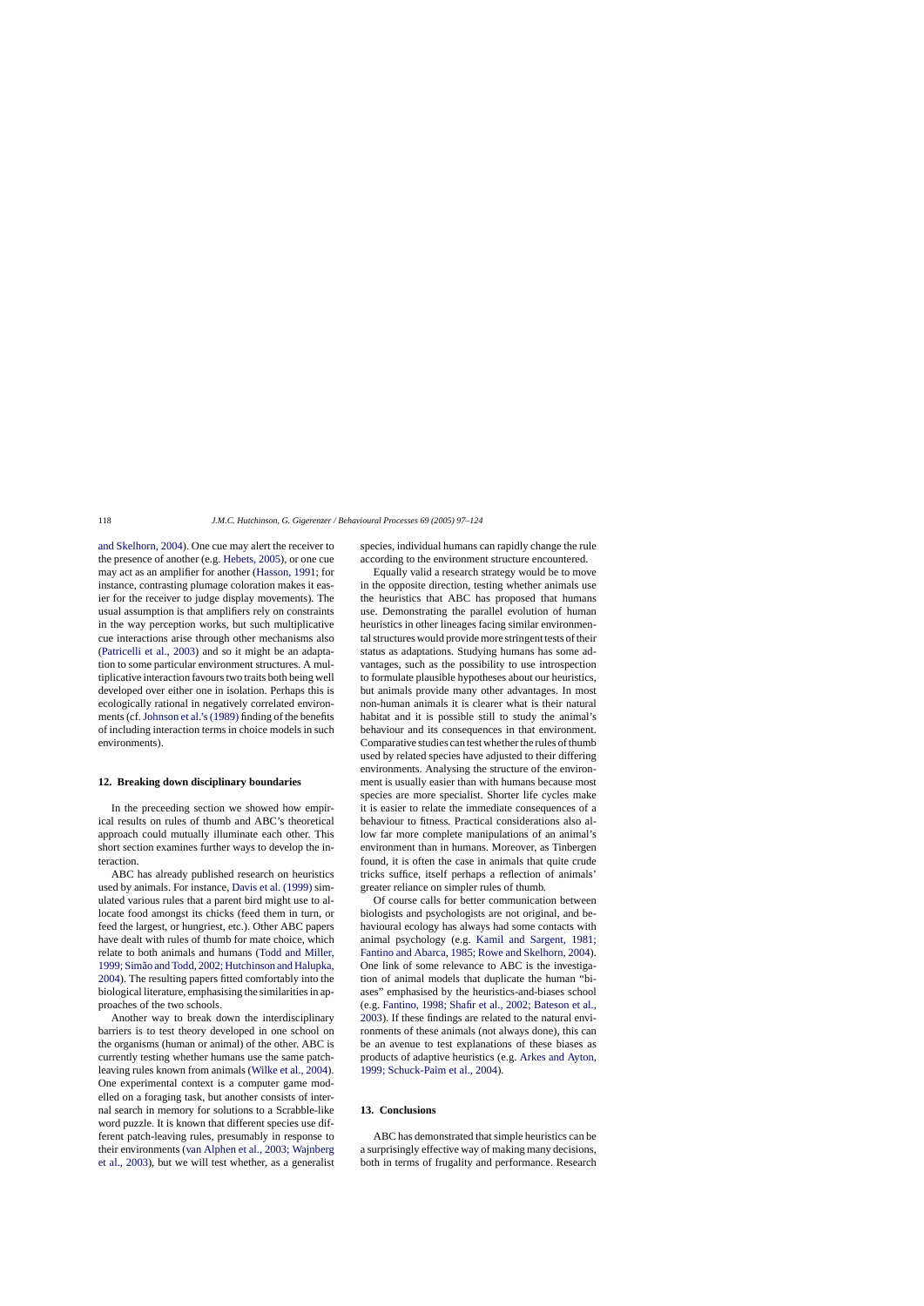and Skelhorn, 2004). One cue may alert the receiver to the presence of another (e.g. Hebets, 2005), or one cue may act as an amplifier for another (Hasson, 1991; for instance, contrasting plumage coloration makes it easier for the receiver to judge display movements). The usual assumption is that amplifiers rely on constraints in the way perception works, but such multiplicative cue interactions arise through other mechanisms also (Patricelli et al., 2003) and so it might be an adaptation to some particular environment structures. A multiplicative interaction favours two traits both being well developed over either one in isolation. Perhaps this is ecologically rational in negatively correlated environments (cf. Johnson et al.'s (1989) finding of the benefits of including interaction terms in choice models in such environments).

## 12. Breaking down disciplinary boundaries

In the preceeding section we showed how empirical results on rules of thumb and ABC's theoretical approach could mutually illuminate each other. This short section examines further ways to develop the interaction.

ABC has already published research on heuristics used by animals. For instance, Davis et al. (1999) simulated various rules that a parent bird might use to allocate food amongst its chicks (feed them in turn, or feed the largest, or hungriest, etc.). Other ABC papers have dealt with rules of thumb for mate choice, which relate to both animals and humans (Todd and Miller, 1999; Simão and Todd, 2002; Hutchinson and Halupka, 2004). The resulting papers fitted comfortably into the biological literature, emphasising the similarities in approaches of the two schools.

Another way to break down the interdisciplinary barriers is to test theory developed in one school on the organisms (human or animal) of the other. ABC is currently testing whether humans use the same patch-leaving rules known from animals (Wilke et al., 2004). One experimental context is a computer game modelled on a foraging task, but another consists of internal search in memory for solutions to a Scrabble-like word puzzle. It is known that different species use different patch-leaving rules, presumably in response to their environments (van Alphen et al., 2003; Wajnberg et al., 2003), but we will test whether, as a generalist species, individual humans can rapidly change the rule according to the environment structure encountered.

Equally valid a research strategy would be to move in the opposite direction, testing whether animals use the heuristics that ABC has proposed that humans use. Demonstrating the parallel evolution of human heuristics in other lineages facing similar environmental structures would provide more stringent tests of their status as adaptations. Studying humans has some advantages, such as the possibility to use introspection to formulate plausible hypotheses about our heuristics, but animals provide many other advantages. In most non-human animals it is clearer what is their natural habitat and it is possible still to study the animal's behaviour and its consequences in that environment. Comparative studies can test whether the rules of thumb used by related species have adjusted to their differing environments. Analysing the structure of the environment is usually easier than with humans because most species are more specialist. Shorter life cycles make it is easier to relate the immediate consequences of a behaviour to fitness. Practical considerations also allow far more complete manipulations of an animal's environment than in humans. Moreover, as Tinbergen found, it is often the case in animals that quite crude tricks suffice, itself perhaps a reflection of animals' greater reliance on simpler rules of thumb.

Of course calls for better communication between biologists and psychologists are not original, and behavioural ecology has always had some contacts with animal psychology (e.g. Kamil and Sargent, 1981; Fantino and Abarca, 1985; Rowe and Skelhorn, 2004). One link of some relevance to ABC is the investigation of animal models that duplicate the human "biases" emphasised by the heuristics-and-biases school (e.g. Fantino, 1998; Shafir et al., 2002; Bateson et al., 2003). If these findings are related to the natural environments of these animals (not always done), this can be an avenue to test explanations of these biases as products of adaptive heuristics (e.g. Arkes and Ayton, 1999; Schuck-Paim et al., 2004).

## 13. Conclusions

ABC has demonstrated that simple heuristics can be a surprisingly effective way of making many decisions, both in terms of frugality and performance. Research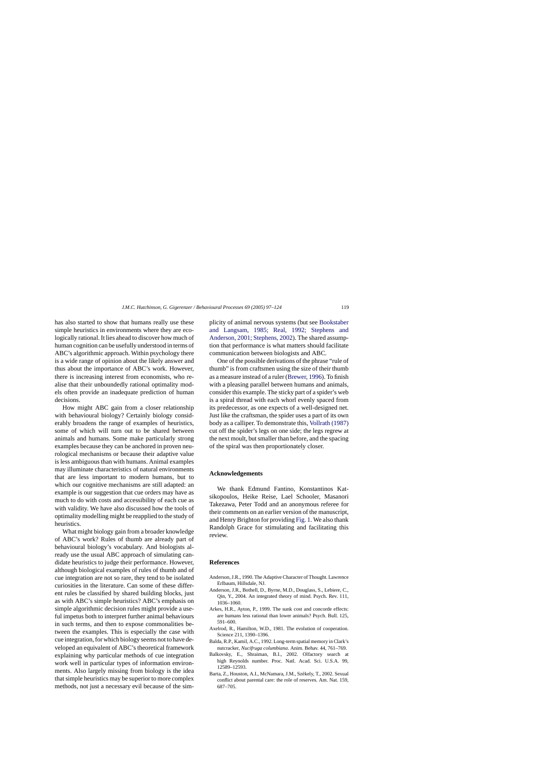has also started to show that humans really use these simple heuristics in environments where they are ecologically rational. It lies ahead to discover how much of human cognition can be usefully understood in terms of ABC's algorithmic approach. Within psychology there is a wide range of opinion about the likely answer and thus about the importance of ABC's work. However, there is increasing interest from economists, who realise that their unboundedly rational optimality models often provide an inadequate prediction of human decisions.

How might ABC gain from a closer relationship with behavioural biology? Certainly biology considerably broadens the range of examples of heuristics, some of which will turn out to be shared between animals and humans. Some make particularly strong examples because they can be anchored in proven neurological mechanisms or because their adaptive value is less ambiguous than with humans. Animal examples may illuminate characteristics of natural environments that are less important to modern humans, but to which our cognitive mechanisms are still adapted: an example is our suggestion that cue orders may have as much to do with costs and accessibility of each cue as with validity. We have also discussed how the tools of optimality modelling might be reapplied to the study of heuristics.

What might biology gain from a broader knowledge of ABC's work? Rules of thumb are already part of behavioural biology's vocabulary. And biologists already use the usual ABC approach of simulating candidate heuristics to judge their performance. However, although biological examples of rules of thumb and of cue integration are not so rare, they tend to be isolated curiosities in the literature. Can some of these different rules be classified by shared building blocks, just as with ABC's simple heuristics? ABC's emphasis on simple algorithmic decision rules might provide a useful impetus both to interpret further animal behaviours in such terms, and then to expose commonalities between the examples. This is especially the case with cue integration, for which biology seems not to have developed an equivalent of ABC's theoretical framework explaining why particular methods of cue integration work well in particular types of information environments. Also largely missing from biology is the idea that simple heuristics may be superior to more complex methods, not just a necessary evil because of the simplicity of animal nervous systems (but see Bookstaber and Langsam, 1985; Real, 1992; Stephens and Anderson, 2001; Stephens, 2002). The shared assumption that performance is what matters should facilitate communication between biologists and ABC.

One of the possible derivations of the phrase "rule of thumb" is from craftsmen using the size of their thumb as a measure instead of a ruler (Brewer, 1996). To finish with a pleasing parallel between humans and animals, consider this example. The sticky part of a spider's web is a spiral thread with each whorl evenly spaced from its predecessor, as one expects of a well-designed net. Just like the craftsman, the spider uses a part of its own body as a calliper. To demonstrate this, Vollrath (1987) cut off the spider's legs on one side; the legs regrew at the next moult, but smaller than before, and the spacing of the spiral was then proportionately closer.

## Acknowledgements

We thank Edmund Fantino, Konstantinos Katsikopoulos, Heike Reise, Lael Schooler, Masanori Takezawa, Peter Todd and an anonymous referee for their comments on an earlier version of the manuscript, and Henry Brighton for providing Fig. 1. We also thank Randolph Grace for stimulating and facilitating this review.

## References

Anderson, J.R., 1990. The Adaptive Character of Thought. Lawrence Erlbaum, Hillsdale, NJ.

Anderson, J.R., Bothell, D., Byrne, M.D., Douglass, S., Lebiere, C., Qin, Y., 2004. An integrated theory of mind. Psych. Rev. 111, 1036–1060.

Arkes, H.R., Ayton, P., 1999. The sunk cost and concorde effects: are humans less rational than lower animals? Psych. Bull. 125, 591–600.

Axelrod, R., Hamilton, W.D., 1981. The evolution of cooperation. Science 211, 1390–1396.

Balda, R.P., Kamil, A.C., 1992. Long-term spatial memory in Clark's nutcracker, *Nucifruga columbiana*. Anim. Behav. 44, 761–769.

Balkovsky, E., Shraiman, B.I., 2002. Olfactory search at high Reynolds number. Proc. Natl. Acad. Sci. U.S.A. 99, 12589–12593.

Barta, Z., Houston, A.I., McNamara, J.M., Székely, T., 2002. Sexual conflict about parental care: the role of reserves. Am. Nat. 159, 687–705.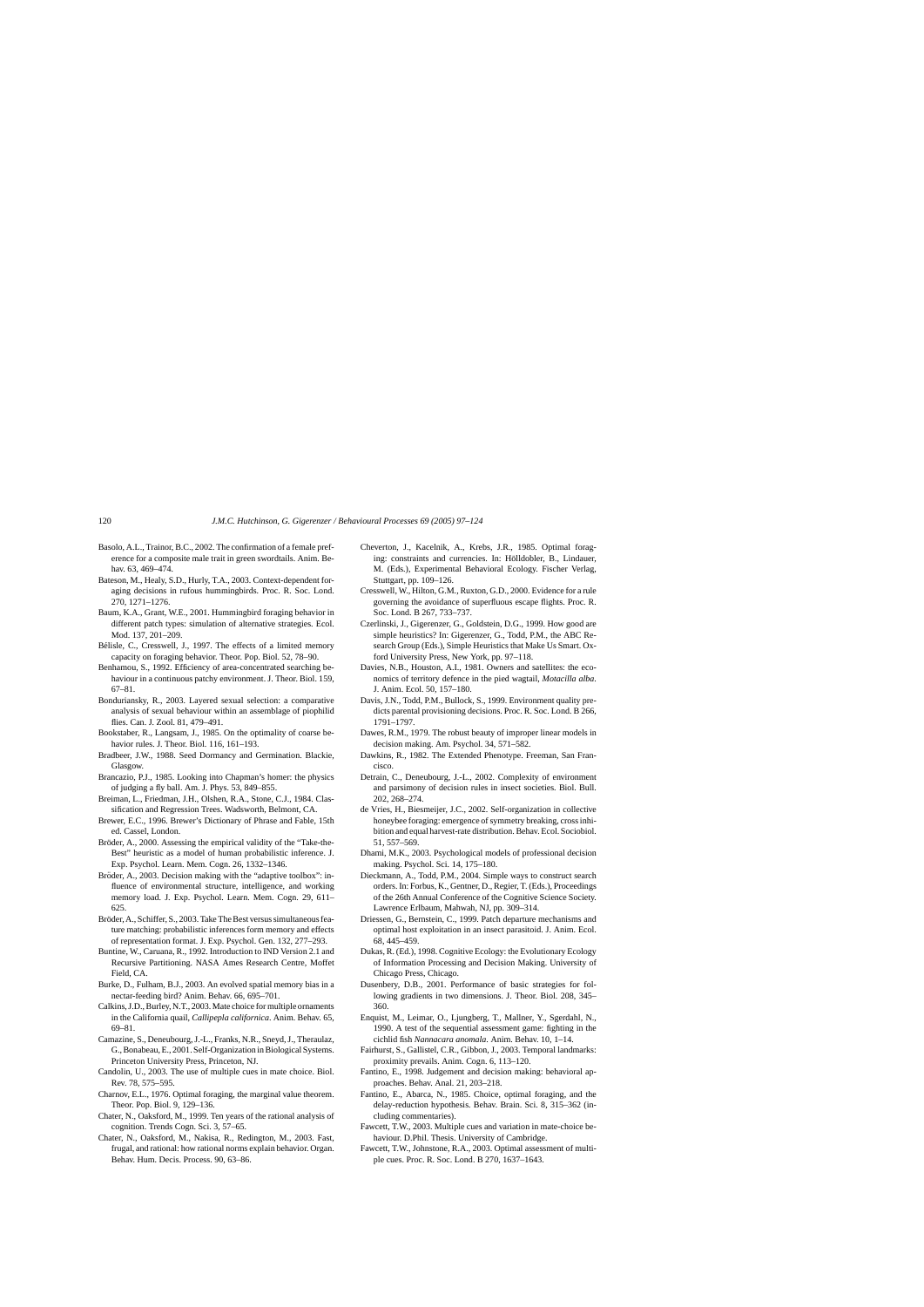Basolo, A.L., Trainor, B.C., 2002. The confirmation of a female preference for a composite male trait in green swordtails. Anim. Behav. 63, 469–474.

Bateson, M., Healy, S.D., Hurly, T.A., 2003. Context-dependent foraging decisions in rufous hummingbirds. Proc. R. Soc. Lond. 270, 1271–1276.

Baum, K.A., Grant, W.E., 2001. Hummingbird foraging behavior in different patch types: simulation of alternative strategies. Ecol. Mod. 137, 201–209.

Bélisle, C., Cresswell, J., 1997. The effects of a limited memory capacity on foraging behavior. Theor. Pop. Biol. 52, 78–90.

Benhamou, S., 1992. Efficiency of area-concentrated searching behaviour in a continuous patchy environment. J. Theor. Biol. 159, 67–81.

Bonduriansky, R., 2003. Layered sexual selection: a comparative analysis of sexual behaviour within an assemblage of piophilid flies. Can. J. Zool. 81, 479–491.

Bookstaber, R., Langsam, J., 1985. On the optimality of coarse behavior rules. J. Theor. Biol. 116, 161–193.

Bradbeer, J.W., 1988. Seed Dormancy and Germination. Blackie, Glasgow.

Brancazio, P.J., 1985. Looking into Chapman's homer: the physics of judging a fly ball. Am. J. Phys. 53, 849–855.

Breiman, L., Friedman, J.H., Olshen, R.A., Stone, C.J., 1984. Classification and Regression Trees. Wadsworth, Belmont, CA.

Brewer, E.C., 1996. Brewer's Dictionary of Phrase and Fable, 15th ed. Cassel, London.

Bröder, A., 2000. Assessing the empirical validity of the "Take-the-Best" heuristic as a model of human probabilistic inference. J. Exp. Psychol. Learn. Mem. Cogn. 26, 1332–1346.

Bröder, A., 2003. Decision making with the "adaptive toolbox": influence of environmental structure, intelligence, and working memory load. J. Exp. Psychol. Learn. Mem. Cogn. 29, 611–625.

Bröder, A., Schiffer, S., 2003. Take The Best versus simultaneous feature matching: probabilistic inferences form memory and effects of representation format. J. Exp. Psychol. Gen. 132, 277–293.

Buntine, W., Caruana, R., 1992. Introduction to IND Version 2.1 and Recursive Partitioning. NASA Ames Research Centre, Moffet Field, CA.

Burke, D., Fulham, B.J., 2003. An evolved spatial memory bias in a nectar-feeding bird? Anim. Behav. 66, 695–701.

Calkins, J.D., Burley, N.T., 2003. Mate choice for multiple ornaments in the California quail, *Callipepla californica*. Anim. Behav. 65, 69–81.

Camazine, S., Deneubourg, J.-L., Franks, N.R., Sneyd, J., Theraulaz, G., Bonabeau, E., 2001. Self-Organization in Biological Systems. Princeton University Press, Princeton, NJ.

Candolin, U., 2003. The use of multiple cues in mate choice. Biol. Rev. 78, 575–595.

Charnov, E.L., 1976. Optimal foraging, the marginal value theorem. Theor. Pop. Biol. 9, 129–136.

Chater, N., Oaksford, M., 1999. Ten years of the rational analysis of cognition. Trends Cogn. Sci. 3, 57–65.

Chater, N., Oaksford, M., Nakisa, R., Redington, M., 2003. Fast, frugal, and rational: how rational norms explain behavior. Organ. Behav. Hum. Decis. Process. 90, 63–86.

Cheverton, J., Kacelnik, A., Krebs, J.R., 1985. Optimal foraging: constraints and currencies. In: Hölldobler, B., Lindauer, M. (Eds.), Experimental Behavioral Ecology. Fischer Verlag, Stuttgart, pp. 109–126.

Cresswell, W., Hilton, G.M., Ruxton, G.D., 2000. Evidence for a rule governing the avoidance of superfluous escape flights. Proc. R. Soc. Lond. B 267, 733–737.

Czerlinski, J., Gigerenzer, G., Goldstein, D.G., 1999. How good are simple heuristics? In: Gigerenzer, G., Todd, P.M., the ABC Research Group (Eds.), Simple Heuristics That Make Us Smart. Oxford University Press, New York, pp. 97–118.

Davies, N.B., Houston, A.I., 1981. Owners and satellites: the economics of territory defence in the pied wagtail, *Motacilla alba*. J. Anim. Ecol. 50, 157–180.

Davis, J.N., Todd, P.M., Bullock, S., 1999. Environment quality predicts parental provisioning decisions. Proc. R. Soc. Lond. B 266, 1791–1797.

Dawes, R.M., 1979. The robust beauty of improper linear models in decision making. Am. Psychol. 34, 571–582.

Dawkins, R., 1982. The Extended Phenotype. Freeman, San Francisco.

Detrain, C., Deneubourg, J.-L., 2002. Complexity of environment and parsimony of decision rules in insect societies. Biol. Bull. 202, 268–274.

de Vries, H., Biesmeijer, J.C., 2002. Self-organization in collective honeybee foraging: emergence of symmetry breaking, cross inhibition and equal harvest-rate distribution. Behav. Ecol. Sociobiol. 51, 557–569.

Dhami, M.K., 2003. Psychological models of professional decision making. Psychol. Sci. 14, 175–180.

Dieckmann, A., Todd, P.M., 2004. Simple ways to construct search orders. In: Forbus, K., Gentner, D., Regier, T. (Eds.), Proceedings of the 26th Annual Conference of the Cognitive Science Society. Lawrence Erlbaum, Mahwah, NJ, pp. 309–314.

Driessen, G., Bernstein, C., 1999. Patch departure mechanisms and optimal host exploitation in an insect parasitoid. J. Anim. Ecol. 68, 445–459.

Dukas, R. (Ed.), 1998. Cognitive Ecology: the Evolutionary Ecology of Information Processing and Decision Making. University of Chicago Press, Chicago.

Dusenbery, D.B., 2001. Performance of basic strategies for following gradients in two dimensions. J. Theor. Biol. 208, 345–360.

Enquist, M., Leimar, O., Ljungberg, T., Mallner, Y., Sgerdahl, N., 1990. A test of the sequential assessment game: fighting in the cichlid fish *Nannacara anomala*. Anim. Behav. 10, 1–14.

Fairhurst, S., Gallistel, C.R., Gibbon, J., 2003. Temporal landmarks: proximity prevails. Anim. Cogn. 6, 113–120.

Fantino, E., 1998. Judgement and decision making: behavioral approaches. Behav. Anal. 21, 203–218.

Fantino, E., Abarca, N., 1985. Choice, optimal foraging, and the delay-reduction hypothesis. Behav. Brain. Sci. 8, 315–362 (including commentaries).

Fawcett, T.W., 2003. Multiple cues and variation in mate-choice behaviour. D.Phil. Thesis. University of Cambridge.

Fawcett, T.W., Johnstone, R.A., 2003. Optimal assessment of multiple cues. Proc. R. Soc. Lond. B 270, 1637–1643.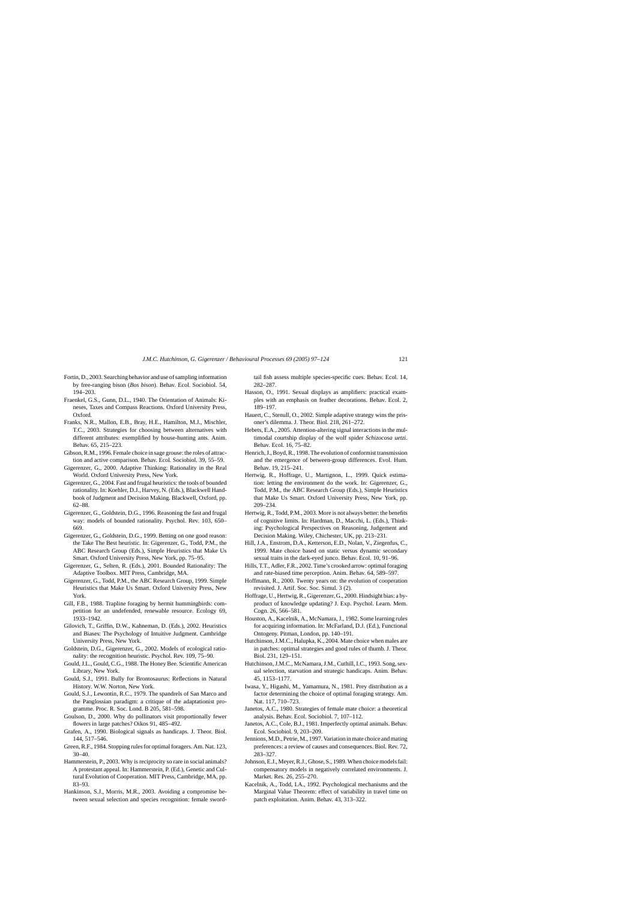Fortin, D., 2003. Searching behavior and use of sampling information by free-ranging bison (*Bos bison*). Behav. Ecol. Sociobiol. 54, 194–203.

Fraenkel, G.S., Gunn, D.L., 1940. The Orientation of Animals: Kineses, Taxes and Compass Reactions. Oxford University Press, Oxford.

Franks, N.R., Mallon, E.B., Bray, H.E., Hamilton, M.J., Mischler, T.C., 2003. Strategies for choosing between alternatives with different attributes: exemplified by house-hunting ants. Anim. Behav. 65, 215–223.

Gibson, R.M., 1996. Female choice in sage grouse: the roles of attraction and active comparison. Behav. Ecol. Sociobiol. 39, 55–59.

Gigerenzer, G., 2000. Adaptive Thinking: Rationality in the Real World. Oxford University Press, New York.

Gigerenzer, G., 2004. Fast and frugal heuristics: the tools of bounded rationality. In: Koehler, D.J., Harvey, N. (Eds.), Blackwell Handbook of Judgment and Decision Making. Blackwell, Oxford, pp. 62–88.

Gigerenzer, G., Goldstein, D.G., 1996. Reasoning the fast and frugal way: models of bounded rationality. Psychol. Rev. 103, 650–669.

Gigerenzer, G., Goldstein, D.G., 1999. Betting on one good reason: the Take The Best heuristic. In: Gigerenzer, G., Todd, P.M., the ABC Research Group (Eds.), Simple Heuristics that Make Us Smart. Oxford University Press, New York, pp. 75–95.

Gigerenzer, G., Selten, R. (Eds.), 2001. Bounded Rationality: The Adaptive Toolbox. MIT Press, Cambridge, MA.

Gigerenzer, G., Todd, P.M., the ABC Research Group, 1999. Simple Heuristics that Make Us Smart. Oxford University Press, New York.

Gill, F.B., 1988. Trapline foraging by hermit hummingbirds: competition for an undefended, renewable resource. Ecology 69, 1933–1942.

Gilovich, T., Griffin, D.W., Kahneman, D. (Eds.), 2002. Heuristics and Biases: The Psychology of Intuitive Judgment. Cambridge University Press, New York.

Goldstein, D.G., Gigerenzer, G., 2002. Models of ecological rationality: the recognition heuristic. Psychol. Rev. 109, 75–90.

Gould, J.L., Gould, C.G., 1988. The Honey Bee. Scientific American Library, New York.

Gould, S.J., 1991. Bully for Brontosaurus: Reflections in Natural History. W.W. Norton, New York.

Gould, S.J., Lewontin, R.C., 1979. The spandrels of San Marco and the Panglossian paradigm: a critique of the adaptationist programme. Proc. R. Soc. Lond. B 205, 581–598.

Goulson, D., 2000. Why do pollinators visit proportionally fewer flowers in large patches? Oikos 91, 485–492.

Grafen, A., 1990. Biological signals as handicaps. J. Theor. Biol. 144, 517–546.

Green, R.F., 1984. Stopping rules for optimal foragers. Am. Nat. 123, 30–40.

Hammerstein, P., 2003. Why is reciprocity so rare in social animals? A protestant appeal. In: Hammerstein, P. (Ed.), Genetic and Cultural Evolution of Cooperation. MIT Press, Cambridge, MA, pp. 83–93.

Hankinson, S.J., Morris, M.R., 2003. Avoiding a compromise between sexual selection and species recognition: female swordtail fish assess multiple species-specific cues. Behav. Ecol. 14, 282–287.

Hasson, O., 1991. Sexual displays as amplifiers: practical examples with an emphasis on feather decorations. Behav. Ecol. 2, 189–197.

Hauert, C., Stenull, O., 2002. Simple adaptive strategy wins the prisoner's dilemma. J. Theor. Biol. 218, 261–272.

Hebets, E.A., 2005. Attention-altering signal interactions in the multimodal courtship display of the wolf spider *Schizocosa uetzi*. Behav. Ecol. 16, 75–82.

Henrich, J., Boyd, R., 1998. The evolution of conformist transmission and the emergence of between-group differences. Evol. Hum. Behav. 19, 215–241.

Hertwig, R., Hoffrage, U., Martignon, L., 1999. Quick estimation: letting the environment do the work. In: Gigerenzer, G., Todd, P.M., the ABC Research Group (Eds.), Simple Heuristics that Make Us Smart. Oxford University Press, New York, pp. 209–234.

Hertwig, R., Todd, P.M., 2003. More is not always better: the benefits of cognitive limits. In: Hardman, D., Macchi, L. (Eds.), Thinking: Psychological Perspectives on Reasoning, Judgement and Decision Making. Wiley, Chichester, UK, pp. 213–231.

Hill, J.A., Enstrom, D.A., Ketterson, E.D., Nolan, V., Ziegenfus, C., 1999. Mate choice based on static versus dynamic secondary sexual traits in the dark-eyed junco. Behav. Ecol. 10, 91–96.

Hills, T.T., Adler, F.R., 2002. Time's crooked arrow: optimal foraging and rate-biased time perception. Anim. Behav. 64, 589–597.

Hoffmann, R., 2000. Twenty years on: the evolution of cooperation revisited. J. Artif. Soc. Soc. Simul. 3 (2).

Hoffrage, U., Hertwig, R., Gigerenzer, G., 2000. Hindsight bias: a by-product of knowledge updating? J. Exp. Psychol. Learn. Mem. Cogn. 26, 566–581.

Houston, A., Kacelnik, A., McNamara, J., 1982. Some learning rules for acquiring information. In: McFarland, D.J. (Ed.), Functional Ontogeny. Pitman, London, pp. 140–191.

Hutchinson, J.M.C., Halupka, K., 2004. Mate choice when males are in patches: optimal strategies and good rules of thumb. J. Theor. Biol. 231, 129–151.

Hutchinson, J.M.C., McNamara, J.M., Cuthill, I.C., 1993. Song, sexual selection, starvation and strategic handicaps. Anim. Behav. 45, 1153–1177.

Iwasa, Y., Higashi, M., Yamamura, N., 1981. Prey distribution as a factor determining the choice of optimal foraging strategy. Am. Nat. 117, 710–723.

Janetos, A.C., 1980. Strategies of female mate choice: a theoretical analysis. Behav. Ecol. Sociobiol. 7, 107–112.

Janetos, A.C., Cole, B.J., 1981. Imperfectly optimal animals. Behav. Ecol. Sociobiol. 9, 203–209.

Jennions, M.D., Petrie, M., 1997. Variation in mate choice and mating preferences: a review of causes and consequences. Biol. Rev. 72, 283–327.

Johnson, E.J., Meyer, R.J., Ghose, S., 1989. When choice models fail: compensatory models in negatively correlated environments. J. Market. Res. 26, 255–270.

Kacelnik, A., Todd, I.A., 1992. Psychological mechanisms and the Marginal Value Theorem: effect of variability in travel time on patch exploitation. Anim. Behav. 43, 313–322.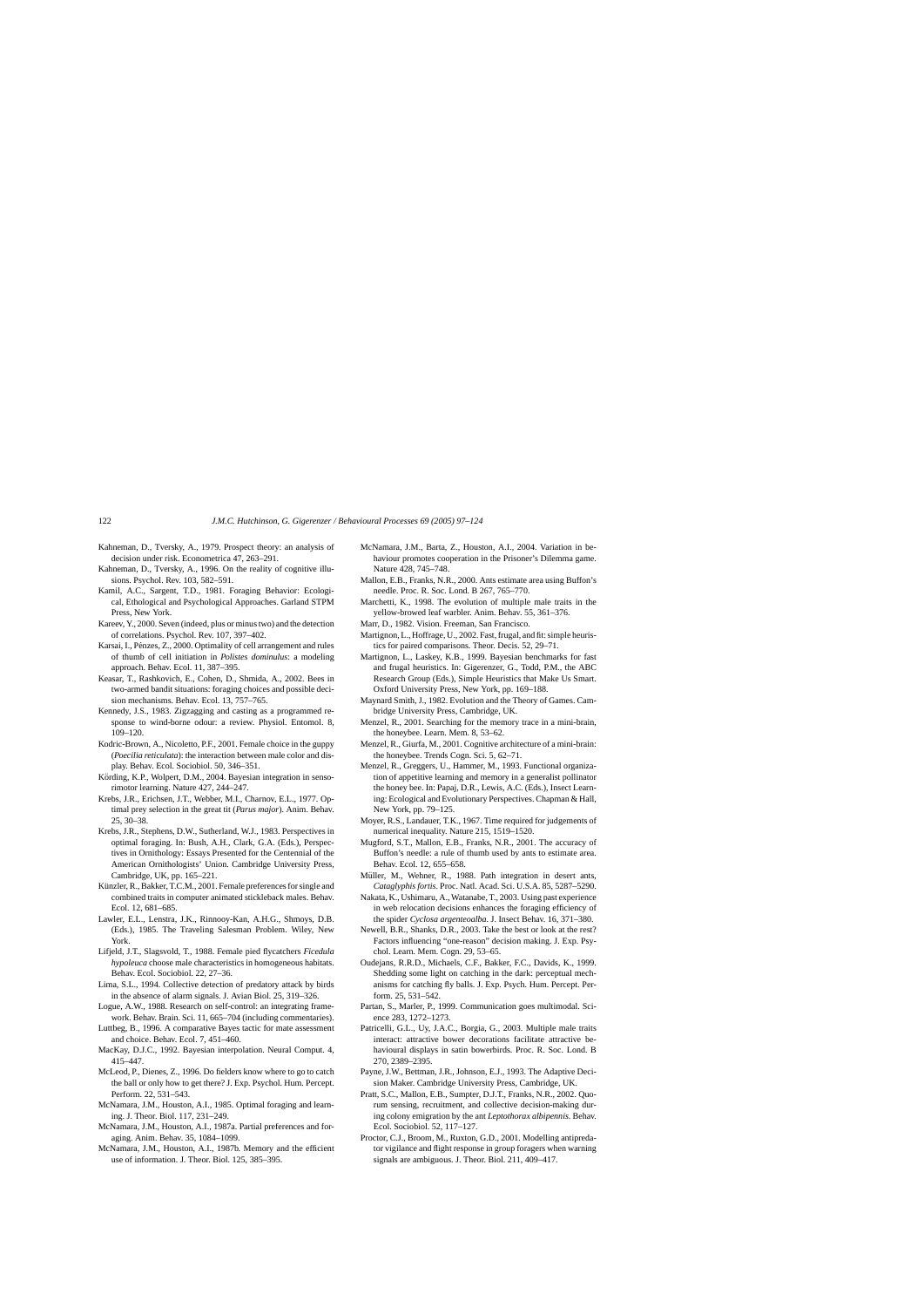Kahneman, D., Tversky, A., 1979. Prospect theory: an analysis of decision under risk. Econometrica 47, 263–291.

Kahneman, D., Tversky, A., 1996. On the reality of cognitive illusions. Psychol. Rev. 103, 582–591.

Kamil, A.C., Sargent, T.D., 1981. Foraging Behavior: Ecological, Ethological and Psychological Approaches. Garland STPM Press, New York.

Kareev, Y., 2000. Seven (indeed, plus or minus two) and the detection of correlations. Psychol. Rev. 107, 397–402.

Karsai, I., Pénzes, Z., 2000. Optimality of cell arrangement and rules of thumb of cell initiation in *Polistes dominulus*: a modeling approach. Behav. Ecol. 11, 387–395.

Keasar, T., Rashkovich, E., Cohen, D., Shmida, A., 2002. Bees in two-armed bandit situations: foraging choices and possible decision mechanisms. Behav. Ecol. 13, 757–765.

Kennedy, J.S., 1983. Zigzagging and casting as a programmed response to wind-borne odour: a review. Physiol. Entomol. 8, 109–120.

Kodric-Brown, A., Nicoletto, P.F., 2001. Female choice in the guppy (*Poecilia reticulata*): the interaction between male color and display. Behav. Ecol. Sociobiol. 50, 346–351.

Körding, K.P., Wolpert, D.M., 2004. Bayesian integration in sensorimotor learning. Nature 427, 244–247.

Krebs, J.R., Erichsen, J.T., Webber, M.I., Charnov, E.L., 1977. Optimal prey selection in the great tit (*Parus major*). Anim. Behav. 25, 30–38.

Krebs, J.R., Stephens, D.W., Sutherland, W.J., 1983. Perspectives in optimal foraging. In: Bush, A.H., Clark, G.A. (Eds.), Perspectives in Ornithology: Essays Presented for the Centennial of the American Ornithologists' Union. Cambridge University Press, Cambridge, UK, pp. 165–221.

Künzler, R., Bakker, T.C.M., 2001. Female preferences for single and combined traits in computer animated stickleback males. Behav. Ecol. 12, 681–685.

Lawler, E.L., Lenstra, J.K., Rinnooy-Kan, A.H.G., Shmoys, D.B. (Eds.), 1985. The Traveling Salesman Problem. Wiley, New York.

Lifjeld, J.T., Slagsvold, T., 1988. Female pied flycatchers *Ficedula hypoleuca* choose male characteristics in homogeneous habitats. Behav. Ecol. Sociobiol. 22, 27–36.

Lima, S.L., 1994. Collective detection of predatory attack by birds in the absence of alarm signals. J. Avian Biol. 25, 319–326.

Logue, A.W., 1988. Research on self-control: an integrating framework. Behav. Brain. Sci. 11, 665–704 (including commentaries).

Luttbeg, B., 1996. A comparative Bayes tactic for mate assessment and choice. Behav. Ecol. 7, 451–460.

MacKay, D.J.C., 1992. Bayesian interpolation. Neural Comput. 4, 415–447.

McLeod, P., Dienes, Z., 1996. Do fielders know where to go to catch the ball or only how to get there? J. Exp. Psychol. Hum. Percept. Perform. 22, 531–543.

McNamara, J.M., Houston, A.I., 1985. Optimal foraging and learning. J. Theor. Biol. 117, 231–249.

McNamara, J.M., Houston, A.I., 1987a. Partial preferences and foraging. Anim. Behav. 35, 1084–1099.

McNamara, J.M., Houston, A.I., 1987b. Memory and the efficient use of information. J. Theor. Biol. 125, 385–395.

McNamara, J.M., Barta, Z., Houston, A.I., 2004. Variation in behaviour promotes cooperation in the Prisoner's Dilemma game. Nature 428, 745–748.

Mallon, E.B., Franks, N.R., 2000. Ants estimate area using Buffon's needle. Proc. R. Soc. Lond. B 267, 765–770.

Marchetti, K., 1998. The evolution of multiple male traits in the yellow-browed leaf warbler. Anim. Behav. 55, 361–376.

Marr, D., 1982. Vision. Freeman, San Francisco.

Martignon, L., Hoffrage, U., 2002. Fast, frugal, and fit: simple heuristics for paired comparisons. Theor. Decis. 52, 29–71.

Martignon, L., Laskey, K.B., 1999. Bayesian benchmarks for fast and frugal heuristics. In: Gigerenzer, G., Todd, P.M., the ABC Research Group (Eds.), Simple Heuristics that Make Us Smart. Oxford University Press, New York, pp. 169–188.

Maynard Smith, J., 1982. Evolution and the Theory of Games. Cambridge University Press, Cambridge, UK.

Menzel, R., 2001. Searching for the memory trace in a mini-brain, the honeybee. Learn. Mem. 8, 53–62.

Menzel, R., Giurfa, M., 2001. Cognitive architecture of a mini-brain: the honeybee. Trends Cogn. Sci. 5, 62–71.

Menzel, R., Greggers, U., Hammer, M., 1993. Functional organization of appetitive learning and memory in a generalist pollinator the honey bee. In: Papaj, D.R., Lewis, A.C. (Eds.), Insect Learning: Ecological and Evolutionary Perspectives. Chapman & Hall, New York, pp. 79–125.

Moyer, R.S., Landauer, T.K., 1967. Time required for judgements of numerical inequality. Nature 215, 1519–1520.

Mugford, S.T., Mallon, E.B., Franks, N.R., 2001. The accuracy of Buffon's needle: a rule of thumb used by ants to estimate area. Behav. Ecol. 12, 655–658.

Müller, M., Wehner, R., 1988. Path integration in desert ants, *Cataglyphis fortis*. Proc. Natl. Acad. Sci. U.S.A. 85, 5287–5290.

Nakata, K., Ushimaru, A., Watanabe, T., 2003. Using past experience in web relocation decisions enhances the foraging efficiency of the spider *Cyclosa argenteoalba*. J. Insect Behav. 16, 371–380.

Newell, B.R., Shanks, D.R., 2003. Take the best or look at the rest? Factors influencing "one-reason" decision making. J. Exp. Psychol. Learn. Mem. Cogn. 29, 53–65.

Oudejans, R.R.D., Michaels, C.F., Bakker, F.C., Davids, K., 1999. Shedding some light on catching in the dark: perceptual mechanisms for catching fly balls. J. Exp. Psych. Hum. Percept. Perform. 25, 531–542.

Partan, S., Marler, P., 1999. Communication goes multimodal. Science 283, 1272–1273.

Patricelli, G.L., Uy, J.A.C., Borgia, G., 2003. Multiple male traits interact: attractive bower decorations facilitate attractive behavioural displays in satin bowerbirds. Proc. R. Soc. Lond. B 270, 2389–2395.

Payne, J.W., Bettman, J.R., Johnson, E.J., 1993. The Adaptive Decision Maker. Cambridge University Press, Cambridge, UK.

Pratt, S.C., Mallon, E.B., Sumpter, D.J.T., Franks, N.R., 2002. Quorum sensing, recruitment, and collective decision-making during colony emigration by the ant *Leptothorax albipennis*. Behav. Ecol. Sociobiol. 52, 117–127.

Proctor, C.J., Broom, M., Ruxton, G.D., 2001. Modelling antipredator vigilance and flight response in group foragers when warning signals are ambiguous. J. Theor. Biol. 211, 409–417.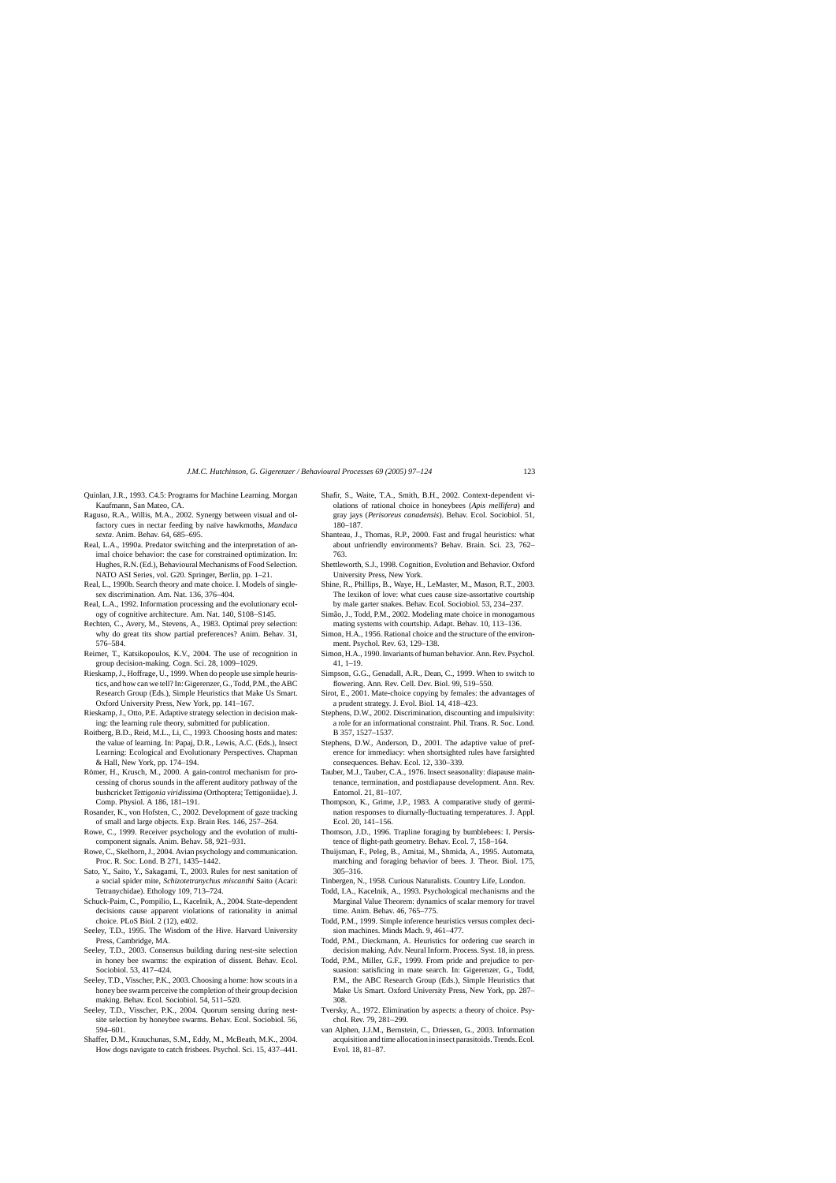Quinlan, J.R., 1993. C4.5: Programs for Machine Learning. Morgan Kaufmann, San Mateo, CA.

Raguso, R.A., Willis, M.A., 2002. Synergy between visual and olfactory cues in nectar feeding by naïve hawkmoths, *Manduca sexta*. Anim. Behav. 64, 685–695.

Real, L.A., 1990a. Predator switching and the interpretation of animal choice behavior: the case for constrained optimization. In: Hughes, R.N. (Ed.), Behavioural Mechanisms of Food Selection. NATO ASI Series, vol. G20. Springer, Berlin, pp. 1–21.

Real, L., 1990b. Search theory and mate choice. I. Models of single-sex discrimination. Am. Nat. 136, 376–404.

Real, L.A., 1992. Information processing and the evolutionary ecology of cognitive architecture. Am. Nat. 140, S108–S145.

Rechten, C., Avery, M., Stevens, A., 1983. Optimal prey selection: why do great tits show partial preferences? Anim. Behav. 31, 576–584.

Reimer, T., Katsikopoulos, K.V., 2004. The use of recognition in group decision-making. Cogn. Sci. 28, 1009–1029.

Rieskamp, J., Hoffrage, U., 1999. When do people use simple heuristics, and how can we tell? In: Gigerenzer, G., Todd, P.M., the ABC Research Group (Eds.), Simple Heuristics that Make Us Smart. Oxford University Press, New York, pp. 141–167.

Rieskamp, J., Otto, P.E. Adaptive strategy selection in decision making: the learning rule theory, submitted for publication.

Roitberg, B.D., Reid, M.L., Li, C., 1993. Choosing hosts and mates: the value of learning. In: Papaj, D.R., Lewis, A.C. (Eds.), Insect Learning: Ecological and Evolutionary Perspectives. Chapman & Hall, New York, pp. 174–194.

Römer, H., Krusch, M., 2000. A gain-control mechanism for processing of chorus sounds in the afferent auditory pathway of the bushcricket *Tettigonia viridissima* (Orthoptera; Tettigoniidae). J. Comp. Physiol. A 186, 181–191.

Rosander, K., von Hofsten, C., 2002. Development of gaze tracking of small and large objects. Exp. Brain Res. 146, 257–264.

Rowe, C., 1999. Receiver psychology and the evolution of multicomponent signals. Anim. Behav. 58, 921–931.

Rowe, C., Skelhorn, J., 2004. Avian psychology and communication. Proc. R. Soc. Lond. B 271, 1435–1442.

Sato, Y., Saito, Y., Sakagami, T., 2003. Rules for nest sanitation of a social spider mite, *Schizotetranychus miscanthi* Saito (Acari: Tetranychidae). Ethology 109, 713–724.

Schuck-Paim, C., Pompilio, L., Kacelnik, A., 2004. State-dependent decisions cause apparent violations of rationality in animal choice. PLoS Biol. 2 (12), e402.

Seeley, T.D., 1995. The Wisdom of the Hive. Harvard University Press, Cambridge, MA.

Seeley, T.D., 2003. Consensus building during nest-site selection in honey bee swarms: the expiration of dissent. Behav. Ecol. Sociobiol. 53, 417–424.

Seeley, T.D., Visscher, P.K., 2003. Choosing a home: how scouts in a honey bee swarm perceive the completion of their group decision making. Behav. Ecol. Sociobiol. 54, 511–520.

Seeley, T.D., Visscher, P.K., 2004. Quorum sensing during nest-site selection by honeybee swarms. Behav. Ecol. Sociobiol. 56, 594–601.

Shaffer, D.M., Krauchunas, S.M., Eddy, M., McBeath, M.K., 2004. How dogs navigate to catch frisbees. Psychol. Sci. 15, 437–441.

Shafir, S., Waite, T.A., Smith, B.H., 2002. Context-dependent violations of rational choice in honeybees (*Apis mellifera*) and gray jays (*Perisoreus canadensis*). Behav. Ecol. Sociobiol. 51, 180–187.

Shanteau, J., Thomas, R.P., 2000. Fast and frugal heuristics: what about unfriendly environments? Behav. Brain. Sci. 23, 762–763.

Shettleworth, S.J., 1998. Cognition, Evolution and Behavior. Oxford University Press, New York.

Shine, R., Phillips, B., Waye, H., LeMaster, M., Mason, R.T., 2003. The lexikon of love: what cues cause size-assortative courtship by male garter snakes. Behav. Ecol. Sociobiol. 53, 234–237.

Simão, J., Todd, P.M., 2002. Modeling mate choice in monogamous mating systems with courtship. Adapt. Behav. 10, 113–136.

Simon, H.A., 1956. Rational choice and the structure of the environment. Psychol. Rev. 63, 129–138.

Simon, H.A., 1990. Invariants of human behavior. Ann. Rev. Psychol. 41, 1–19.

Simpson, G.G., Genadall, A.R., Dean, C., 1999. When to switch to flowering. Ann. Rev. Cell. Dev. Biol. 99, 519–550.

Sirot, E., 2001. Mate-choice copying by females: the advantages of a prudent strategy. J. Evol. Biol. 14, 418–423.

Stephens, D.W., 2002. Discrimination, discounting and impulsivity: a role for an informational constraint. Phil. Trans. R. Soc. Lond. B 357, 1527–1537.

Stephens, D.W., Anderson, D., 2001. The adaptive value of preference for immediacy: when shortsighted rules have farsighted consequences. Behav. Ecol. 12, 330–339.

Tauber, M.J., Tauber, C.A., 1976. Insect seasonality: diapause maintenance, termination, and postdiapause development. Ann. Rev. Entomol. 21, 81–107.

Thompson, K., Grime, J.P., 1983. A comparative study of germination responses to diurnally-fluctuating temperatures. J. Appl. Ecol. 20, 141–156.

Thomson, J.D., 1996. Trapline foraging by bumblebees: I. Persistence of flight-path geometry. Behav. Ecol. 7, 158–164.

Thuijsman, F., Peleg, B., Amitai, M., Shmida, A., 1995. Automata, matching and foraging behavior of bees. J. Theor. Biol. 175, 305–316.

Tinbergen, N., 1958. Curious Naturalists. Country Life, London.

Todd, I.A., Kacelnik, A., 1993. Psychological mechanisms and the Marginal Value Theorem: dynamics of scalar memory for travel time. Anim. Behav. 46, 765–775.

Todd, P.M., 1999. Simple inference heuristics versus complex decision machines. Minds Mach. 9, 461–477.

Todd, P.M., Dieckmann, A. Heuristics for ordering cue search in decision making. Adv. Neural Inform. Process. Syst. 18, in press.

Todd, P.M., Miller, G.F., 1999. From pride and prejudice to persuasion: satisficing in mate search. In: Gigerenzer, G., Todd, P.M., the ABC Research Group (Eds.), Simple Heuristics that Make Us Smart. Oxford University Press, New York, pp. 287–308.

Tversky, A., 1972. Elimination by aspects: a theory of choice. Psychol. Rev. 79, 281–299.

van Alphen, J.J.M., Bernstein, C., Driessen, G., 2003. Information acquisition and time allocation in insect parasitoids. Trends. Ecol. Evol. 18, 81–87.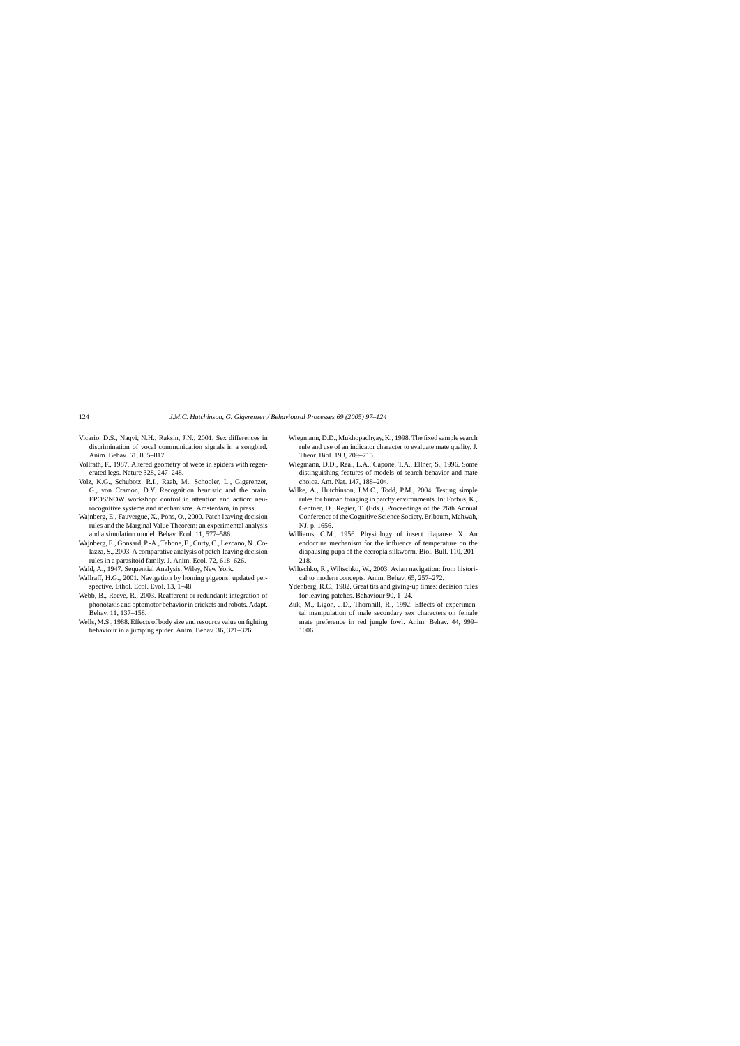Vicario, D.S., Naqvi, N.H., Raksin, J.N., 2001. Sex differences in discrimination of vocal communication signals in a songbird. Anim. Behav. 61, 805–817.

Vollrath, F., 1987. Altered geometry of webs in spiders with regenerated legs. Nature 328, 247–248.

Volz, K.G., Schubotz, R.I., Raab, M., Schooler, L., Gigerenzer, G., von Cramon, D.Y. Recognition heuristic and the brain. EPOS/NOW workshop: control in attention and action: neurocognitive systems and mechanisms. Amsterdam, in press.

Wajnberg, E., Fauvergue, X., Pons, O., 2000. Patch leaving decision rules and the Marginal Value Theorem: an experimental analysis and a simulation model. Behav. Ecol. 11, 577–586.

Wajnberg, E., Gonsard, P.-A., Tabone, E., Curty, C., Lezcano, N., Colazza, S., 2003. A comparative analysis of patch-leaving decision rules in a parasitoid family. J. Anim. Ecol. 72, 618–626.

Wald, A., 1947. Sequential Analysis. Wiley, New York.

Wallraff, H.G., 2001. Navigation by homing pigeons: updated perspective. Ethol. Ecol. Evol. 13, 1–48.

Webb, B., Reeve, R., 2003. Reafferent or redundant: integration of phonotaxis and optomotor behavior in crickets and robots. Adapt. Behav. 11, 137–158.

Wells, M.S., 1988. Effects of body size and resource value on fighting behaviour in a jumping spider. Anim. Behav. 36, 321–326.

Wiegmann, D.D., Mukhopadhyay, K., 1998. The fixed sample search rule and use of an indicator character to evaluate mate quality. J. Theor. Biol. 193, 709–715.

Wiegmann, D.D., Real, L.A., Capone, T.A., Ellner, S., 1996. Some distinguishing features of models of search behavior and mate choice. Am. Nat. 147, 188–204.

Wilke, A., Hutchinson, J.M.C., Todd, P.M., 2004. Testing simple rules for human foraging in patchy environments. In: Forbus, K., Gentner, D., Regier, T. (Eds.), Proceedings of the 26th Annual Conference of the Cognitive Science Society. Erlbaum, Mahwah, NJ, p. 1656.

Williams, C.M., 1956. Physiology of insect diapause. X. An endocrine mechanism for the influence of temperature on the diapausing pupa of the cecropia silkworm. Biol. Bull. 110, 201–218.

Wiltschko, R., Wiltschko, W., 2003. Avian navigation: from historical to modern concepts. Anim. Behav. 65, 257–272.

Ydenberg, R.C., 1982. Great tits and giving-up times: decision rules for leaving patches. Behaviour 90, 1–24.

Zuk, M., Ligon, J.D., Thornhill, R., 1992. Effects of experimental manipulation of male secondary sex characters on female mate preference in red jungle fowl. Anim. Behav. 44, 999–1006.